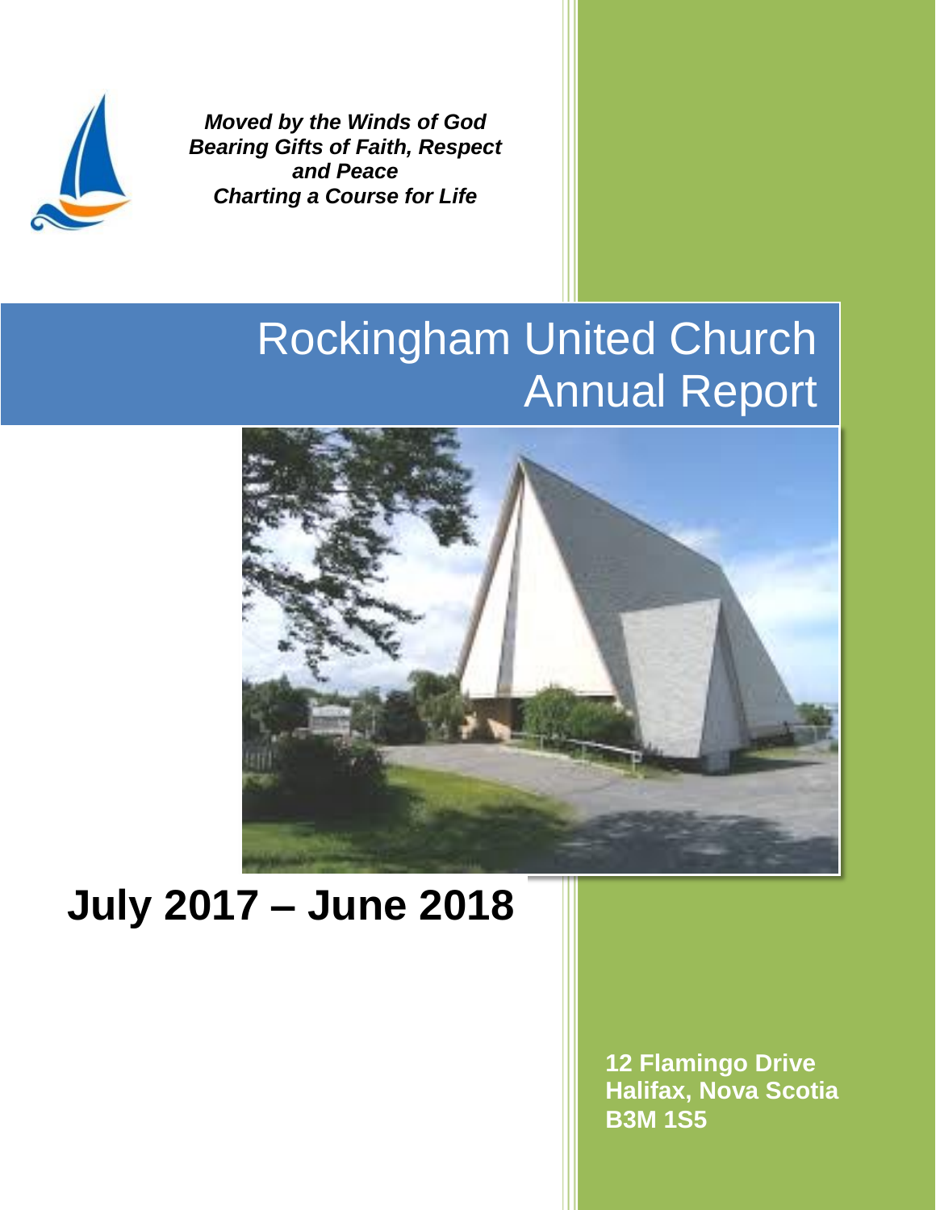***Moved by the Winds of God***
***Bearing Gifts of Faith, Respect and Peace***
***Charting a Course for Life***

# Rockingham United Church Annual Report

# July 2017 – June 2018

**12 Flamingo Drive**
**Halifax, Nova Scotia**
**B3M 1S5**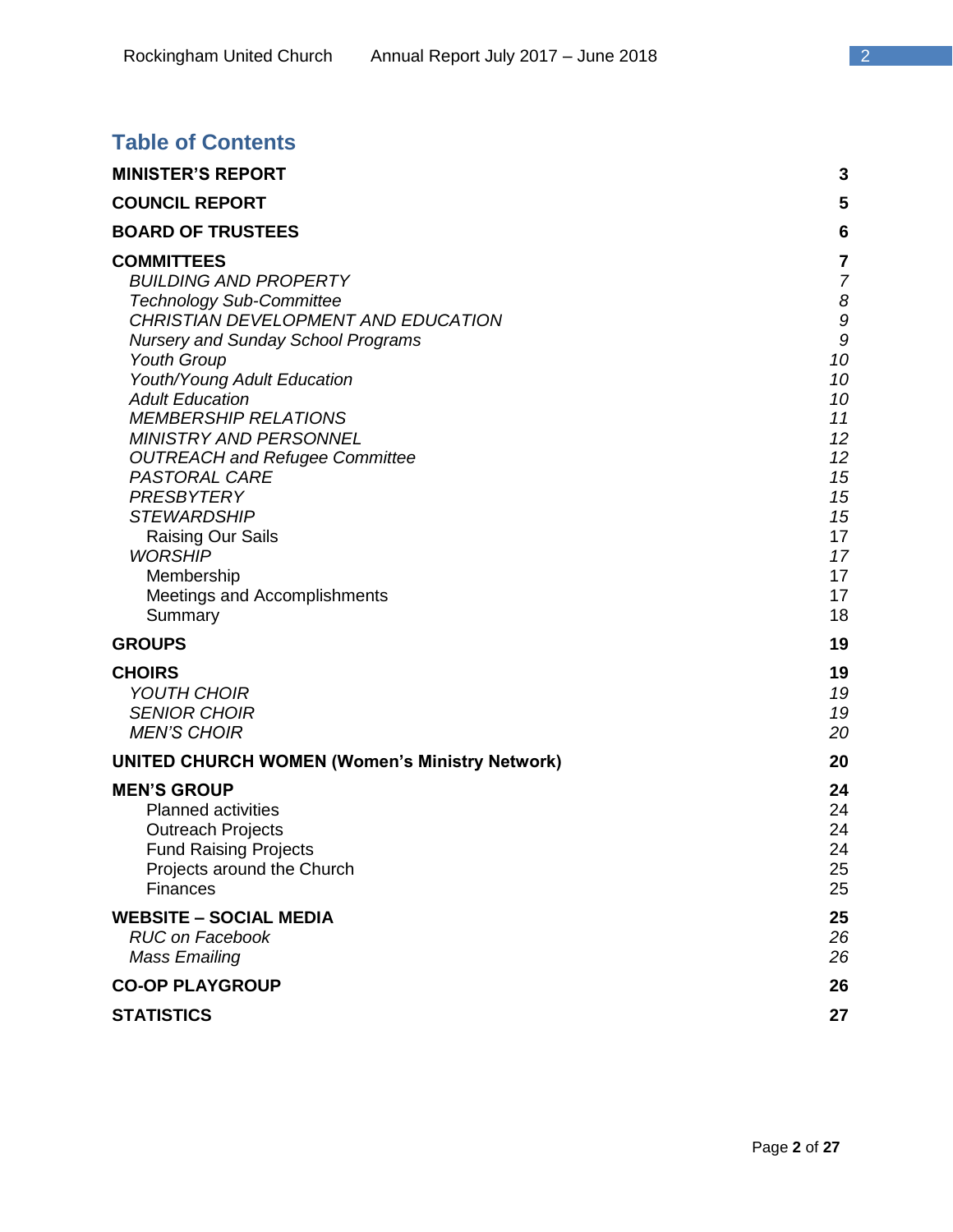## Table of Contents

**MINISTER'S REPORT** **3**

**COUNCIL REPORT** **5**

**BOARD OF TRUSTEES** **6**

**COMMITTEES** **7**

- *BUILDING AND PROPERTY* *7*
- *Technology Sub-Committee* *8*
- *CHRISTIAN DEVELOPMENT AND EDUCATION* *9*
- *Nursery and Sunday School Programs* *9*
- *Youth Group* *10*
- *Youth/Young Adult Education* *10*
- *Adult Education* *10*
- *MEMBERSHIP RELATIONS* *11*
- *MINISTRY AND PERSONNEL* *12*
- *OUTREACH and Refugee Committee* *12*
- *PASTORAL CARE* *15*
- *PRESBYTERY* *15*
- *STEWARDSHIP* *15*
  - Raising Our Sails 17
- *WORSHIP* *17*
  - Membership 17
  - Meetings and Accomplishments 17
  - Summary 18

**GROUPS** **19**

**CHOIRS** **19**

- *YOUTH CHOIR* *19*
- *SENIOR CHOIR* *19*
- *MEN'S CHOIR* *20*

**UNITED CHURCH WOMEN (Women's Ministry Network)** **20**

**MEN'S GROUP** **24**

- Planned activities 24
- Outreach Projects 24
- Fund Raising Projects 24
- Projects around the Church 25
- Finances 25

**WEBSITE – SOCIAL MEDIA** **25**

- *RUC on Facebook* *26*
- *Mass Emailing* *26*

**CO-OP PLAYGROUP** **26**

**STATISTICS** **27**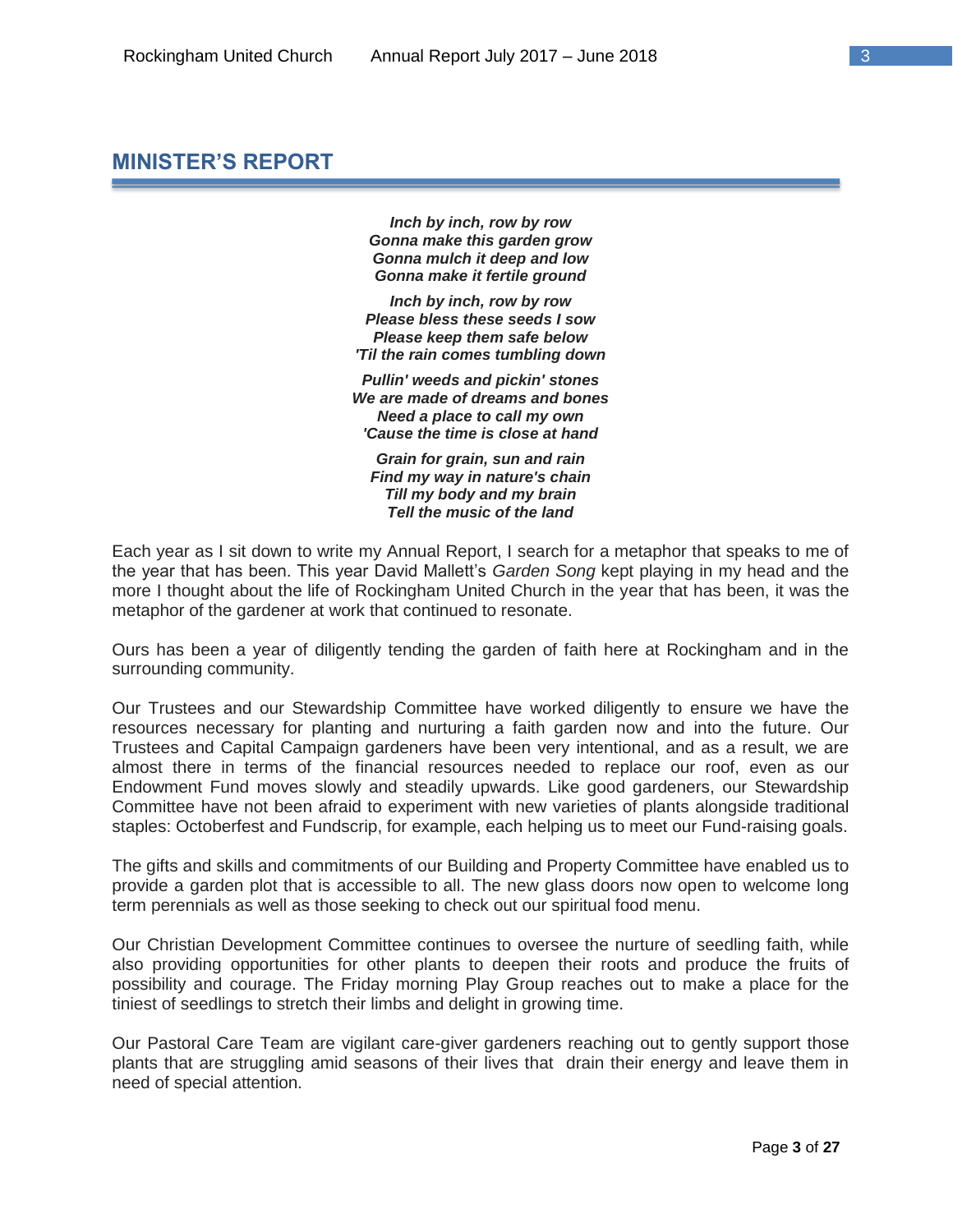## MINISTER'S REPORT

***Inch by inch, row by row***
***Gonna make this garden grow***
***Gonna mulch it deep and low***
***Gonna make it fertile ground***

***Inch by inch, row by row***
***Please bless these seeds I sow***
***Please keep them safe below***
***'Til the rain comes tumbling down***

***Pullin' weeds and pickin' stones***
***We are made of dreams and bones***
***Need a place to call my own***
***'Cause the time is close at hand***

***Grain for grain, sun and rain***
***Find my way in nature's chain***
***Till my body and my brain***
***Tell the music of the land***

Each year as I sit down to write my Annual Report, I search for a metaphor that speaks to me of the year that has been. This year David Mallett's *Garden Song* kept playing in my head and the more I thought about the life of Rockingham United Church in the year that has been, it was the metaphor of the gardener at work that continued to resonate.

Ours has been a year of diligently tending the garden of faith here at Rockingham and in the surrounding community.

Our Trustees and our Stewardship Committee have worked diligently to ensure we have the resources necessary for planting and nurturing a faith garden now and into the future. Our Trustees and Capital Campaign gardeners have been very intentional, and as a result, we are almost there in terms of the financial resources needed to replace our roof, even as our Endowment Fund moves slowly and steadily upwards. Like good gardeners, our Stewardship Committee have not been afraid to experiment with new varieties of plants alongside traditional staples: Octoberfest and Fundscrip, for example, each helping us to meet our Fund-raising goals.

The gifts and skills and commitments of our Building and Property Committee have enabled us to provide a garden plot that is accessible to all. The new glass doors now open to welcome long term perennials as well as those seeking to check out our spiritual food menu.

Our Christian Development Committee continues to oversee the nurture of seedling faith, while also providing opportunities for other plants to deepen their roots and produce the fruits of possibility and courage. The Friday morning Play Group reaches out to make a place for the tiniest of seedlings to stretch their limbs and delight in growing time.

Our Pastoral Care Team are vigilant care-giver gardeners reaching out to gently support those plants that are struggling amid seasons of their lives that drain their energy and leave them in need of special attention.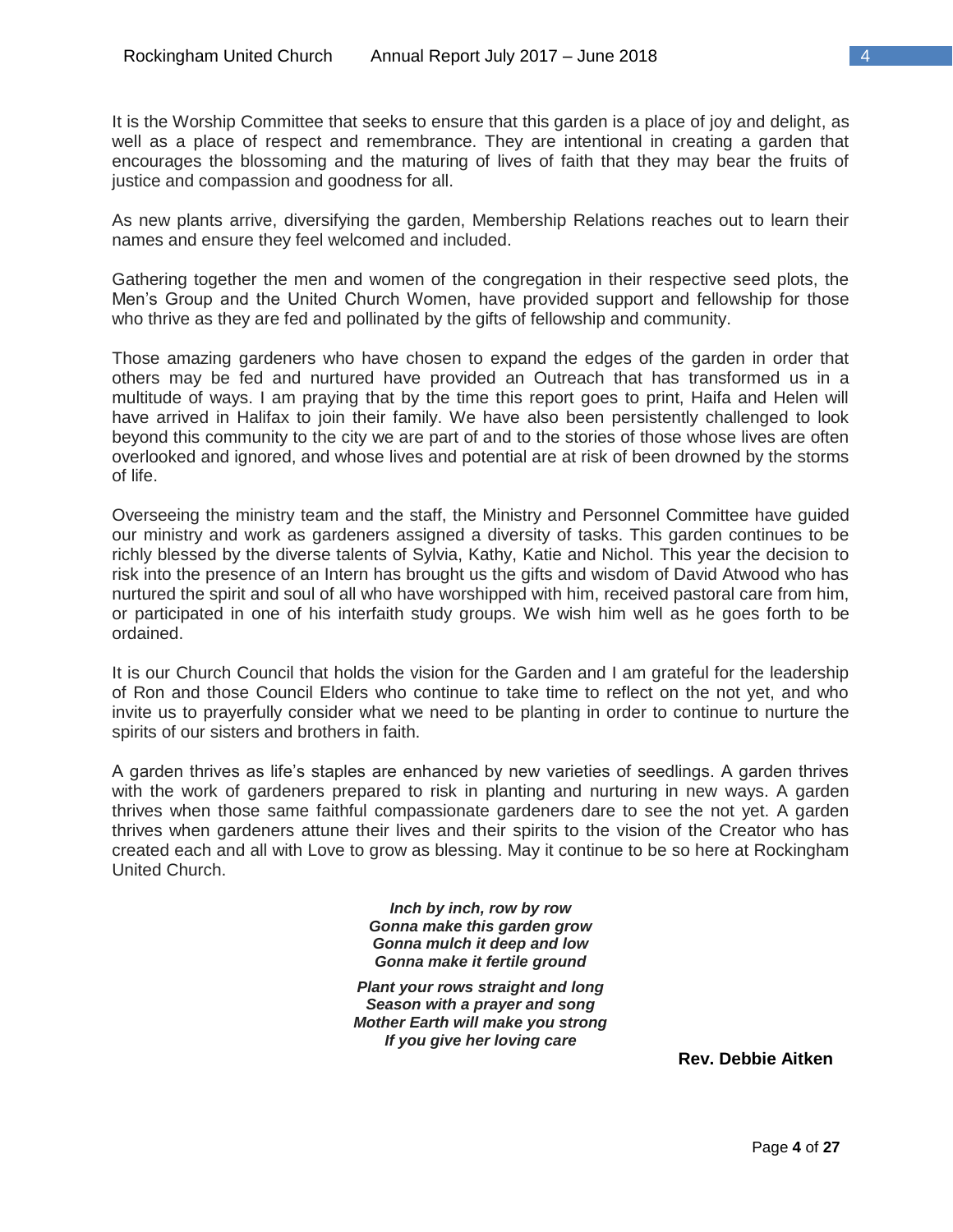It is the Worship Committee that seeks to ensure that this garden is a place of joy and delight, as well as a place of respect and remembrance. They are intentional in creating a garden that encourages the blossoming and the maturing of lives of faith that they may bear the fruits of justice and compassion and goodness for all.

As new plants arrive, diversifying the garden, Membership Relations reaches out to learn their names and ensure they feel welcomed and included.

Gathering together the men and women of the congregation in their respective seed plots, the Men's Group and the United Church Women, have provided support and fellowship for those who thrive as they are fed and pollinated by the gifts of fellowship and community.

Those amazing gardeners who have chosen to expand the edges of the garden in order that others may be fed and nurtured have provided an Outreach that has transformed us in a multitude of ways. I am praying that by the time this report goes to print, Haifa and Helen will have arrived in Halifax to join their family. We have also been persistently challenged to look beyond this community to the city we are part of and to the stories of those whose lives are often overlooked and ignored, and whose lives and potential are at risk of been drowned by the storms of life.

Overseeing the ministry team and the staff, the Ministry and Personnel Committee have guided our ministry and work as gardeners assigned a diversity of tasks. This garden continues to be richly blessed by the diverse talents of Sylvia, Kathy, Katie and Nichol. This year the decision to risk into the presence of an Intern has brought us the gifts and wisdom of David Atwood who has nurtured the spirit and soul of all who have worshipped with him, received pastoral care from him, or participated in one of his interfaith study groups. We wish him well as he goes forth to be ordained.

It is our Church Council that holds the vision for the Garden and I am grateful for the leadership of Ron and those Council Elders who continue to take time to reflect on the not yet, and who invite us to prayerfully consider what we need to be planting in order to continue to nurture the spirits of our sisters and brothers in faith.

A garden thrives as life's staples are enhanced by new varieties of seedlings. A garden thrives with the work of gardeners prepared to risk in planting and nurturing in new ways. A garden thrives when those same faithful compassionate gardeners dare to see the not yet. A garden thrives when gardeners attune their lives and their spirits to the vision of the Creator who has created each and all with Love to grow as blessing. May it continue to be so here at Rockingham United Church.

***Inch by inch, row by row***  
***Gonna make this garden grow***  
***Gonna mulch it deep and low***  
***Gonna make it fertile ground***

***Plant your rows straight and long***  
***Season with a prayer and song***  
***Mother Earth will make you strong***  
***If you give her loving care***

**Rev. Debbie Aitken**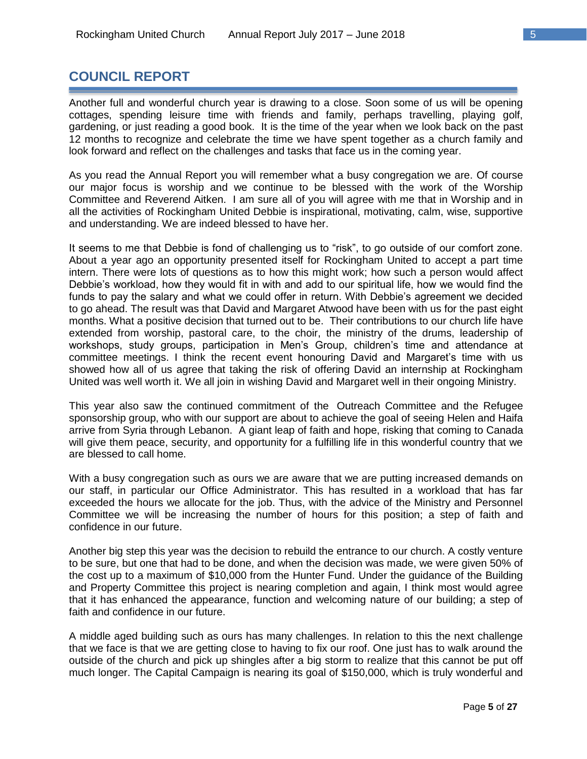# COUNCIL REPORT

Another full and wonderful church year is drawing to a close. Soon some of us will be opening cottages, spending leisure time with friends and family, perhaps travelling, playing golf, gardening, or just reading a good book. It is the time of the year when we look back on the past 12 months to recognize and celebrate the time we have spent together as a church family and look forward and reflect on the challenges and tasks that face us in the coming year.

As you read the Annual Report you will remember what a busy congregation we are. Of course our major focus is worship and we continue to be blessed with the work of the Worship Committee and Reverend Aitken. I am sure all of you will agree with me that in Worship and in all the activities of Rockingham United Debbie is inspirational, motivating, calm, wise, supportive and understanding. We are indeed blessed to have her.

It seems to me that Debbie is fond of challenging us to "risk", to go outside of our comfort zone. About a year ago an opportunity presented itself for Rockingham United to accept a part time intern. There were lots of questions as to how this might work; how such a person would affect Debbie's workload, how they would fit in with and add to our spiritual life, how we would find the funds to pay the salary and what we could offer in return. With Debbie's agreement we decided to go ahead. The result was that David and Margaret Atwood have been with us for the past eight months. What a positive decision that turned out to be. Their contributions to our church life have extended from worship, pastoral care, to the choir, the ministry of the drums, leadership of workshops, study groups, participation in Men's Group, children's time and attendance at committee meetings. I think the recent event honouring David and Margaret's time with us showed how all of us agree that taking the risk of offering David an internship at Rockingham United was well worth it. We all join in wishing David and Margaret well in their ongoing Ministry.

This year also saw the continued commitment of the Outreach Committee and the Refugee sponsorship group, who with our support are about to achieve the goal of seeing Helen and Haifa arrive from Syria through Lebanon. A giant leap of faith and hope, risking that coming to Canada will give them peace, security, and opportunity for a fulfilling life in this wonderful country that we are blessed to call home.

With a busy congregation such as ours we are aware that we are putting increased demands on our staff, in particular our Office Administrator. This has resulted in a workload that has far exceeded the hours we allocate for the job. Thus, with the advice of the Ministry and Personnel Committee we will be increasing the number of hours for this position; a step of faith and confidence in our future.

Another big step this year was the decision to rebuild the entrance to our church. A costly venture to be sure, but one that had to be done, and when the decision was made, we were given 50% of the cost up to a maximum of $10,000 from the Hunter Fund. Under the guidance of the Building and Property Committee this project is nearing completion and again, I think most would agree that it has enhanced the appearance, function and welcoming nature of our building; a step of faith and confidence in our future.

A middle aged building such as ours has many challenges. In relation to this the next challenge that we face is that we are getting close to having to fix our roof. One just has to walk around the outside of the church and pick up shingles after a big storm to realize that this cannot be put off much longer. The Capital Campaign is nearing its goal of $150,000, which is truly wonderful and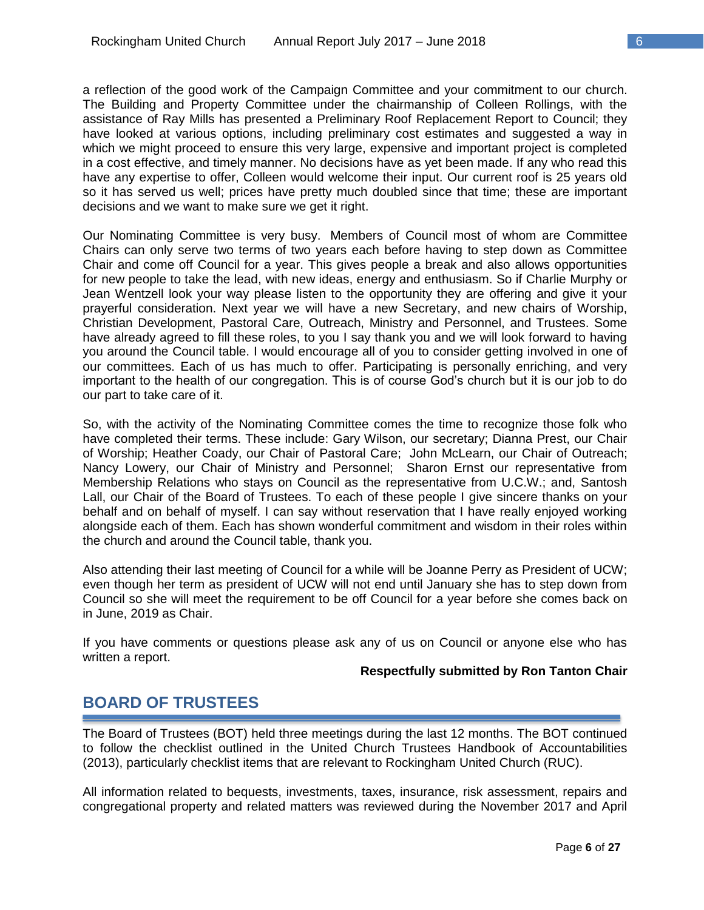a reflection of the good work of the Campaign Committee and your commitment to our church. The Building and Property Committee under the chairmanship of Colleen Rollings, with the assistance of Ray Mills has presented a Preliminary Roof Replacement Report to Council; they have looked at various options, including preliminary cost estimates and suggested a way in which we might proceed to ensure this very large, expensive and important project is completed in a cost effective, and timely manner. No decisions have as yet been made. If any who read this have any expertise to offer, Colleen would welcome their input. Our current roof is 25 years old so it has served us well; prices have pretty much doubled since that time; these are important decisions and we want to make sure we get it right.

Our Nominating Committee is very busy. Members of Council most of whom are Committee Chairs can only serve two terms of two years each before having to step down as Committee Chair and come off Council for a year. This gives people a break and also allows opportunities for new people to take the lead, with new ideas, energy and enthusiasm. So if Charlie Murphy or Jean Wentzell look your way please listen to the opportunity they are offering and give it your prayerful consideration. Next year we will have a new Secretary, and new chairs of Worship, Christian Development, Pastoral Care, Outreach, Ministry and Personnel, and Trustees. Some have already agreed to fill these roles, to you I say thank you and we will look forward to having you around the Council table. I would encourage all of you to consider getting involved in one of our committees. Each of us has much to offer. Participating is personally enriching, and very important to the health of our congregation. This is of course God's church but it is our job to do our part to take care of it.

So, with the activity of the Nominating Committee comes the time to recognize those folk who have completed their terms. These include: Gary Wilson, our secretary; Dianna Prest, our Chair of Worship; Heather Coady, our Chair of Pastoral Care; John McLearn, our Chair of Outreach; Nancy Lowery, our Chair of Ministry and Personnel; Sharon Ernst our representative from Membership Relations who stays on Council as the representative from U.C.W.; and, Santosh Lall, our Chair of the Board of Trustees. To each of these people I give sincere thanks on your behalf and on behalf of myself. I can say without reservation that I have really enjoyed working alongside each of them. Each has shown wonderful commitment and wisdom in their roles within the church and around the Council table, thank you.

Also attending their last meeting of Council for a while will be Joanne Perry as President of UCW; even though her term as president of UCW will not end until January she has to step down from Council so she will meet the requirement to be off Council for a year before she comes back on in June, 2019 as Chair.

If you have comments or questions please ask any of us on Council or anyone else who has written a report.

**Respectfully submitted by Ron Tanton Chair**

## BOARD OF TRUSTEES

The Board of Trustees (BOT) held three meetings during the last 12 months. The BOT continued to follow the checklist outlined in the United Church Trustees Handbook of Accountabilities (2013), particularly checklist items that are relevant to Rockingham United Church (RUC).

All information related to bequests, investments, taxes, insurance, risk assessment, repairs and congregational property and related matters was reviewed during the November 2017 and April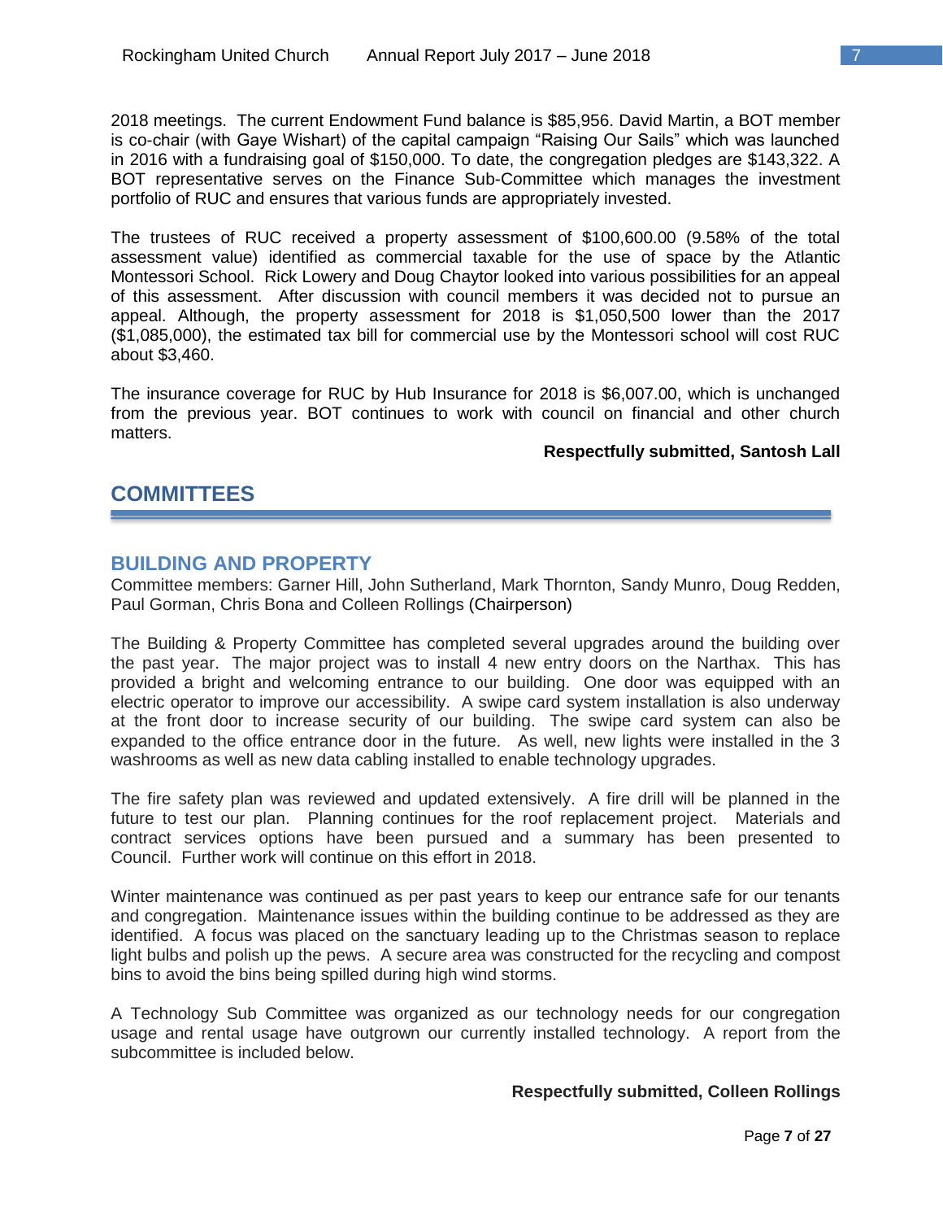2018 meetings. The current Endowment Fund balance is $85,956. David Martin, a BOT member is co-chair (with Gaye Wishart) of the capital campaign "Raising Our Sails" which was launched in 2016 with a fundraising goal of $150,000. To date, the congregation pledges are $143,322. A BOT representative serves on the Finance Sub-Committee which manages the investment portfolio of RUC and ensures that various funds are appropriately invested.

The trustees of RUC received a property assessment of $100,600.00 (9.58% of the total assessment value) identified as commercial taxable for the use of space by the Atlantic Montessori School. Rick Lowery and Doug Chaytor looked into various possibilities for an appeal of this assessment. After discussion with council members it was decided not to pursue an appeal. Although, the property assessment for 2018 is $1,050,500 lower than the 2017 ($1,085,000), the estimated tax bill for commercial use by the Montessori school will cost RUC about $3,460.

The insurance coverage for RUC by Hub Insurance for 2018 is $6,007.00, which is unchanged from the previous year. BOT continues to work with council on financial and other church matters.

**Respectfully submitted, Santosh Lall**

# COMMITTEES

## BUILDING AND PROPERTY

Committee members: Garner Hill, John Sutherland, Mark Thornton, Sandy Munro, Doug Redden, Paul Gorman, Chris Bona and Colleen Rollings (Chairperson)

The Building & Property Committee has completed several upgrades around the building over the past year. The major project was to install 4 new entry doors on the Narthax. This has provided a bright and welcoming entrance to our building. One door was equipped with an electric operator to improve our accessibility. A swipe card system installation is also underway at the front door to increase security of our building. The swipe card system can also be expanded to the office entrance door in the future. As well, new lights were installed in the 3 washrooms as well as new data cabling installed to enable technology upgrades.

The fire safety plan was reviewed and updated extensively. A fire drill will be planned in the future to test our plan. Planning continues for the roof replacement project. Materials and contract services options have been pursued and a summary has been presented to Council. Further work will continue on this effort in 2018.

Winter maintenance was continued as per past years to keep our entrance safe for our tenants and congregation. Maintenance issues within the building continue to be addressed as they are identified. A focus was placed on the sanctuary leading up to the Christmas season to replace light bulbs and polish up the pews. A secure area was constructed for the recycling and compost bins to avoid the bins being spilled during high wind storms.

A Technology Sub Committee was organized as our technology needs for our congregation usage and rental usage have outgrown our currently installed technology. A report from the subcommittee is included below.

**Respectfully submitted, Colleen Rollings**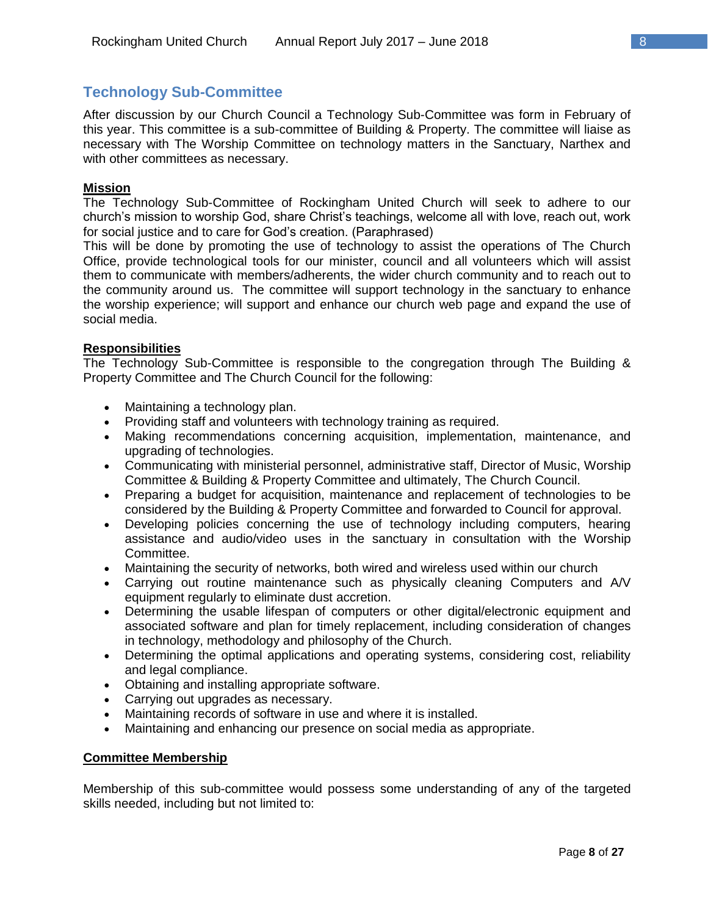## Technology Sub-Committee

After discussion by our Church Council a Technology Sub-Committee was form in February of this year. This committee is a sub-committee of Building & Property. The committee will liaise as necessary with The Worship Committee on technology matters in the Sanctuary, Narthex and with other committees as necessary.

**Mission**

The Technology Sub-Committee of Rockingham United Church will seek to adhere to our church's mission to worship God, share Christ's teachings, welcome all with love, reach out, work for social justice and to care for God's creation. (Paraphrased)

This will be done by promoting the use of technology to assist the operations of The Church Office, provide technological tools for our minister, council and all volunteers which will assist them to communicate with members/adherents, the wider church community and to reach out to the community around us. The committee will support technology in the sanctuary to enhance the worship experience; will support and enhance our church web page and expand the use of social media.

**Responsibilities**

The Technology Sub-Committee is responsible to the congregation through The Building & Property Committee and The Church Council for the following:

- Maintaining a technology plan.
- Providing staff and volunteers with technology training as required.
- Making recommendations concerning acquisition, implementation, maintenance, and upgrading of technologies.
- Communicating with ministerial personnel, administrative staff, Director of Music, Worship Committee & Building & Property Committee and ultimately, The Church Council.
- Preparing a budget for acquisition, maintenance and replacement of technologies to be considered by the Building & Property Committee and forwarded to Council for approval.
- Developing policies concerning the use of technology including computers, hearing assistance and audio/video uses in the sanctuary in consultation with the Worship Committee.
- Maintaining the security of networks, both wired and wireless used within our church
- Carrying out routine maintenance such as physically cleaning Computers and A/V equipment regularly to eliminate dust accretion.
- Determining the usable lifespan of computers or other digital/electronic equipment and associated software and plan for timely replacement, including consideration of changes in technology, methodology and philosophy of the Church.
- Determining the optimal applications and operating systems, considering cost, reliability and legal compliance.
- Obtaining and installing appropriate software.
- Carrying out upgrades as necessary.
- Maintaining records of software in use and where it is installed.
- Maintaining and enhancing our presence on social media as appropriate.

**Committee Membership**

Membership of this sub-committee would possess some understanding of any of the targeted skills needed, including but not limited to: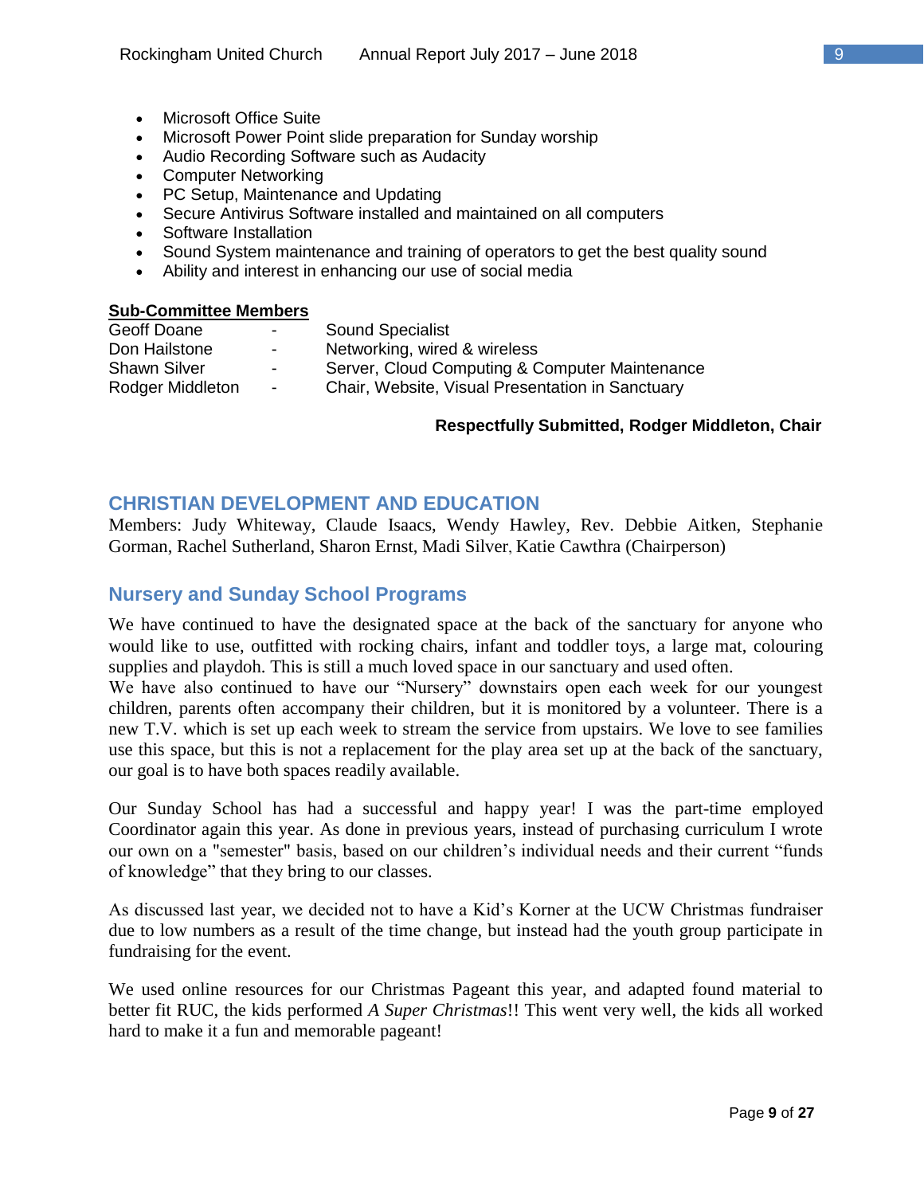- Microsoft Office Suite
- Microsoft Power Point slide preparation for Sunday worship
- Audio Recording Software such as Audacity
- Computer Networking
- PC Setup, Maintenance and Updating
- Secure Antivirus Software installed and maintained on all computers
- Software Installation
- Sound System maintenance and training of operators to get the best quality sound
- Ability and interest in enhancing our use of social media

**Sub-Committee Members**

| | | |
|---|---|---|
| Geoff Doane | - | Sound Specialist |
| Don Hailstone | - | Networking, wired & wireless |
| Shawn Silver | - | Server, Cloud Computing & Computer Maintenance |
| Rodger Middleton | - | Chair, Website, Visual Presentation in Sanctuary |

**Respectfully Submitted, Rodger Middleton, Chair**

## CHRISTIAN DEVELOPMENT AND EDUCATION

Members: Judy Whiteway, Claude Isaacs, Wendy Hawley, Rev. Debbie Aitken, Stephanie Gorman, Rachel Sutherland, Sharon Ernst, Madi Silver, Katie Cawthra (Chairperson)

### Nursery and Sunday School Programs

We have continued to have the designated space at the back of the sanctuary for anyone who would like to use, outfitted with rocking chairs, infant and toddler toys, a large mat, colouring supplies and playdoh. This is still a much loved space in our sanctuary and used often.
We have also continued to have our "Nursery" downstairs open each week for our youngest children, parents often accompany their children, but it is monitored by a volunteer. There is a new T.V. which is set up each week to stream the service from upstairs. We love to see families use this space, but this is not a replacement for the play area set up at the back of the sanctuary, our goal is to have both spaces readily available.

Our Sunday School has had a successful and happy year! I was the part-time employed Coordinator again this year. As done in previous years, instead of purchasing curriculum I wrote our own on a "semester" basis, based on our children's individual needs and their current "funds of knowledge" that they bring to our classes.

As discussed last year, we decided not to have a Kid's Korner at the UCW Christmas fundraiser due to low numbers as a result of the time change, but instead had the youth group participate in fundraising for the event.

We used online resources for our Christmas Pageant this year, and adapted found material to better fit RUC, the kids performed *A Super Christmas*!! This went very well, the kids all worked hard to make it a fun and memorable pageant!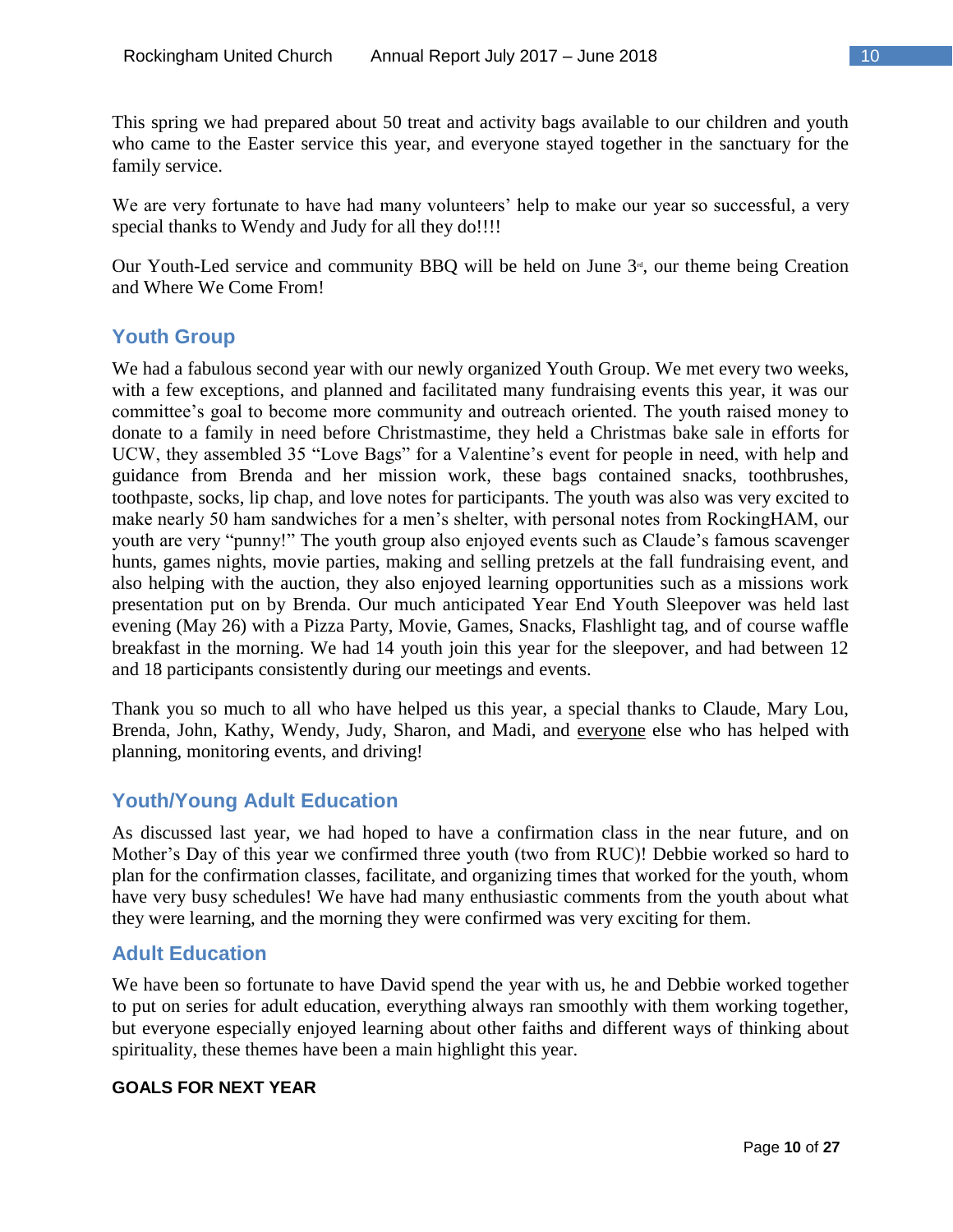This spring we had prepared about 50 treat and activity bags available to our children and youth who came to the Easter service this year, and everyone stayed together in the sanctuary for the family service.

We are very fortunate to have had many volunteers' help to make our year so successful, a very special thanks to Wendy and Judy for all they do!!!!

Our Youth-Led service and community BBQ will be held on June 3rd, our theme being Creation and Where We Come From!

## Youth Group

We had a fabulous second year with our newly organized Youth Group. We met every two weeks, with a few exceptions, and planned and facilitated many fundraising events this year, it was our committee's goal to become more community and outreach oriented. The youth raised money to donate to a family in need before Christmastime, they held a Christmas bake sale in efforts for UCW, they assembled 35 "Love Bags" for a Valentine's event for people in need, with help and guidance from Brenda and her mission work, these bags contained snacks, toothbrushes, toothpaste, socks, lip chap, and love notes for participants. The youth was also was very excited to make nearly 50 ham sandwiches for a men's shelter, with personal notes from RockingHAM, our youth are very "punny!" The youth group also enjoyed events such as Claude's famous scavenger hunts, games nights, movie parties, making and selling pretzels at the fall fundraising event, and also helping with the auction, they also enjoyed learning opportunities such as a missions work presentation put on by Brenda. Our much anticipated Year End Youth Sleepover was held last evening (May 26) with a Pizza Party, Movie, Games, Snacks, Flashlight tag, and of course waffle breakfast in the morning. We had 14 youth join this year for the sleepover, and had between 12 and 18 participants consistently during our meetings and events.

Thank you so much to all who have helped us this year, a special thanks to Claude, Mary Lou, Brenda, John, Kathy, Wendy, Judy, Sharon, and Madi, and everyone else who has helped with planning, monitoring events, and driving!

## Youth/Young Adult Education

As discussed last year, we had hoped to have a confirmation class in the near future, and on Mother's Day of this year we confirmed three youth (two from RUC)! Debbie worked so hard to plan for the confirmation classes, facilitate, and organizing times that worked for the youth, whom have very busy schedules! We have had many enthusiastic comments from the youth about what they were learning, and the morning they were confirmed was very exciting for them.

## Adult Education

We have been so fortunate to have David spend the year with us, he and Debbie worked together to put on series for adult education, everything always ran smoothly with them working together, but everyone especially enjoyed learning about other faiths and different ways of thinking about spirituality, these themes have been a main highlight this year.

**GOALS FOR NEXT YEAR**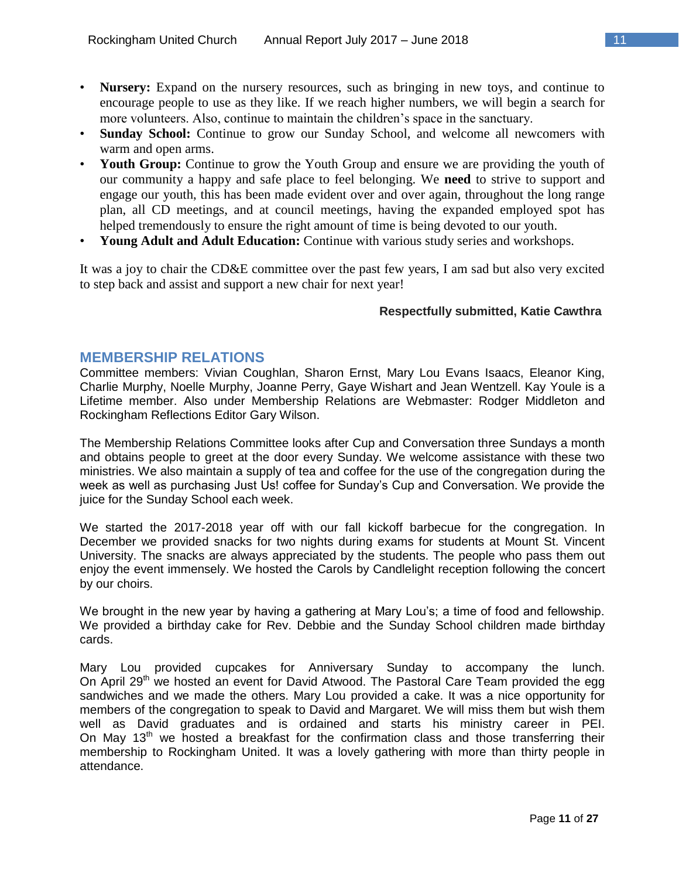- **Nursery:** Expand on the nursery resources, such as bringing in new toys, and continue to encourage people to use as they like. If we reach higher numbers, we will begin a search for more volunteers. Also, continue to maintain the children's space in the sanctuary.
- **Sunday School:** Continue to grow our Sunday School, and welcome all newcomers with warm and open arms.
- **Youth Group:** Continue to grow the Youth Group and ensure we are providing the youth of our community a happy and safe place to feel belonging. We **need** to strive to support and engage our youth, this has been made evident over and over again, throughout the long range plan, all CD meetings, and at council meetings, having the expanded employed spot has helped tremendously to ensure the right amount of time is being devoted to our youth.
- **Young Adult and Adult Education:** Continue with various study series and workshops.

It was a joy to chair the CD&E committee over the past few years, I am sad but also very excited to step back and assist and support a new chair for next year!

**Respectfully submitted, Katie Cawthra**

## MEMBERSHIP RELATIONS

Committee members: Vivian Coughlan, Sharon Ernst, Mary Lou Evans Isaacs, Eleanor King, Charlie Murphy, Noelle Murphy, Joanne Perry, Gaye Wishart and Jean Wentzell. Kay Youle is a Lifetime member. Also under Membership Relations are Webmaster: Rodger Middleton and Rockingham Reflections Editor Gary Wilson.

The Membership Relations Committee looks after Cup and Conversation three Sundays a month and obtains people to greet at the door every Sunday. We welcome assistance with these two ministries. We also maintain a supply of tea and coffee for the use of the congregation during the week as well as purchasing Just Us! coffee for Sunday's Cup and Conversation. We provide the juice for the Sunday School each week.

We started the 2017-2018 year off with our fall kickoff barbecue for the congregation. In December we provided snacks for two nights during exams for students at Mount St. Vincent University. The snacks are always appreciated by the students. The people who pass them out enjoy the event immensely. We hosted the Carols by Candlelight reception following the concert by our choirs.

We brought in the new year by having a gathering at Mary Lou's; a time of food and fellowship. We provided a birthday cake for Rev. Debbie and the Sunday School children made birthday cards.

Mary Lou provided cupcakes for Anniversary Sunday to accompany the lunch. On April 29th we hosted an event for David Atwood. The Pastoral Care Team provided the egg sandwiches and we made the others. Mary Lou provided a cake. It was a nice opportunity for members of the congregation to speak to David and Margaret. We will miss them but wish them well as David graduates and is ordained and starts his ministry career in PEI. On May 13th we hosted a breakfast for the confirmation class and those transferring their membership to Rockingham United. It was a lovely gathering with more than thirty people in attendance.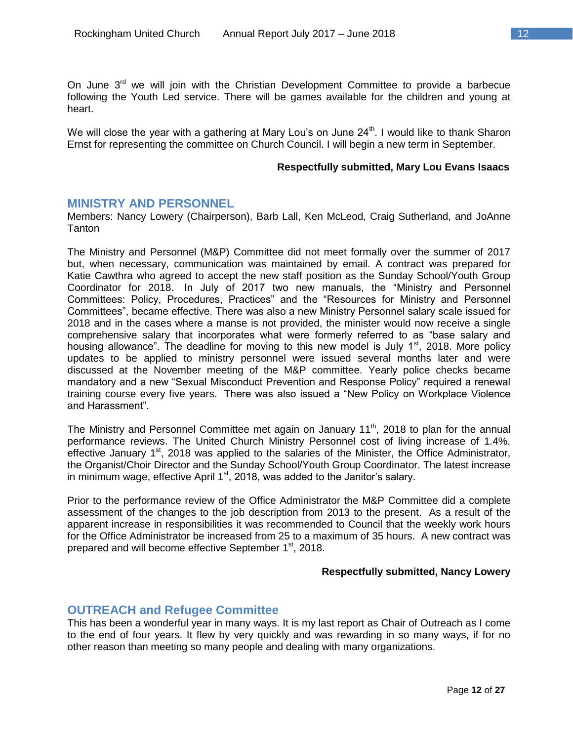On June 3rd we will join with the Christian Development Committee to provide a barbecue following the Youth Led service. There will be games available for the children and young at heart.

We will close the year with a gathering at Mary Lou's on June 24th. I would like to thank Sharon Ernst for representing the committee on Church Council. I will begin a new term in September.

**Respectfully submitted, Mary Lou Evans Isaacs**

## MINISTRY AND PERSONNEL

Members: Nancy Lowery (Chairperson), Barb Lall, Ken McLeod, Craig Sutherland, and JoAnne Tanton

The Ministry and Personnel (M&P) Committee did not meet formally over the summer of 2017 but, when necessary, communication was maintained by email. A contract was prepared for Katie Cawthra who agreed to accept the new staff position as the Sunday School/Youth Group Coordinator for 2018. In July of 2017 two new manuals, the "Ministry and Personnel Committees: Policy, Procedures, Practices" and the "Resources for Ministry and Personnel Committees", became effective. There was also a new Ministry Personnel salary scale issued for 2018 and in the cases where a manse is not provided, the minister would now receive a single comprehensive salary that incorporates what were formerly referred to as "base salary and housing allowance". The deadline for moving to this new model is July 1st, 2018. More policy updates to be applied to ministry personnel were issued several months later and were discussed at the November meeting of the M&P committee. Yearly police checks became mandatory and a new "Sexual Misconduct Prevention and Response Policy" required a renewal training course every five years. There was also issued a "New Policy on Workplace Violence and Harassment".

The Ministry and Personnel Committee met again on January 11th, 2018 to plan for the annual performance reviews. The United Church Ministry Personnel cost of living increase of 1.4%, effective January 1st, 2018 was applied to the salaries of the Minister, the Office Administrator, the Organist/Choir Director and the Sunday School/Youth Group Coordinator. The latest increase in minimum wage, effective April 1st, 2018, was added to the Janitor's salary.

Prior to the performance review of the Office Administrator the M&P Committee did a complete assessment of the changes to the job description from 2013 to the present. As a result of the apparent increase in responsibilities it was recommended to Council that the weekly work hours for the Office Administrator be increased from 25 to a maximum of 35 hours. A new contract was prepared and will become effective September 1st, 2018.

**Respectfully submitted, Nancy Lowery**

## OUTREACH and Refugee Committee

This has been a wonderful year in many ways. It is my last report as Chair of Outreach as I come to the end of four years. It flew by very quickly and was rewarding in so many ways, if for no other reason than meeting so many people and dealing with many organizations.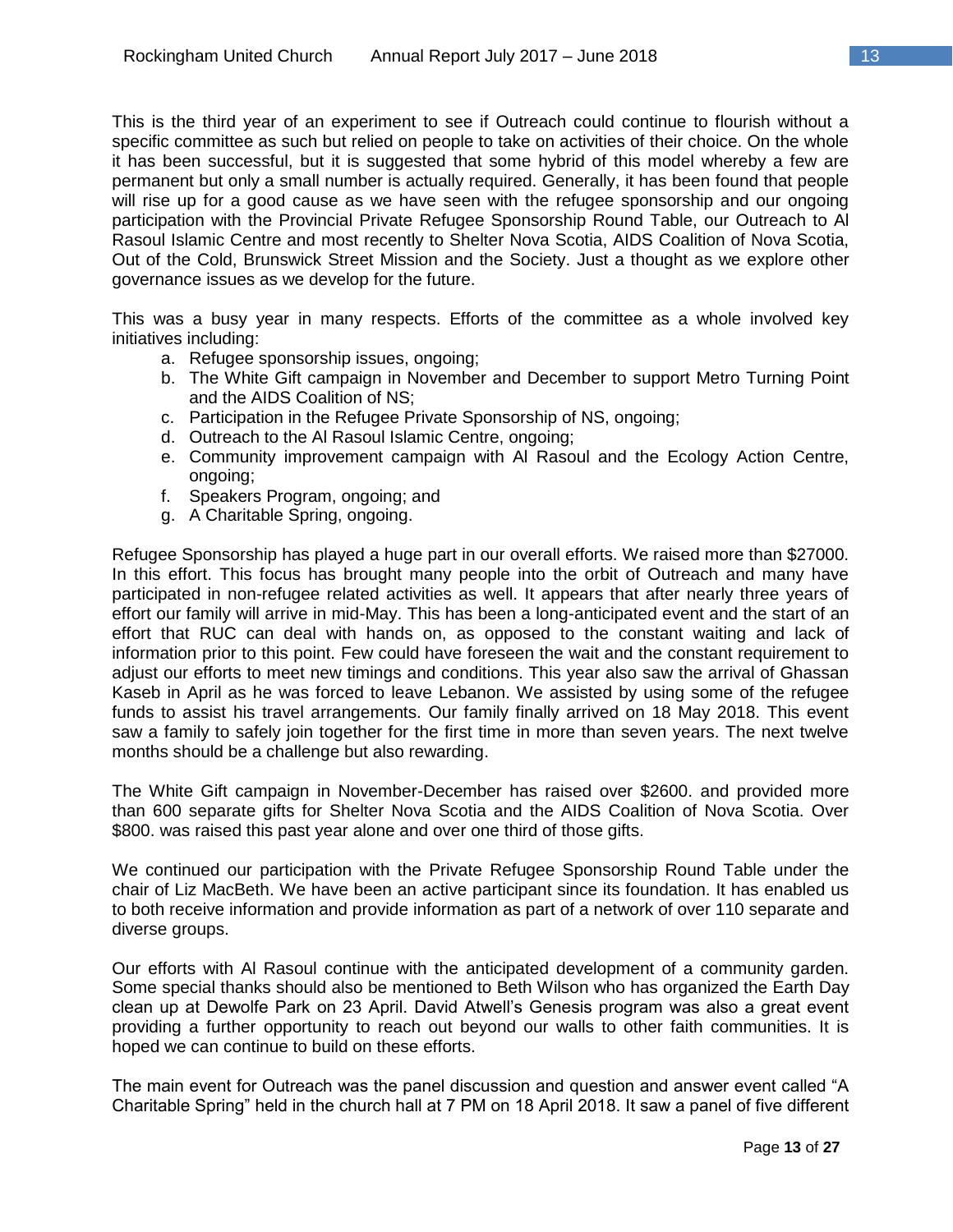This is the third year of an experiment to see if Outreach could continue to flourish without a specific committee as such but relied on people to take on activities of their choice. On the whole it has been successful, but it is suggested that some hybrid of this model whereby a few are permanent but only a small number is actually required. Generally, it has been found that people will rise up for a good cause as we have seen with the refugee sponsorship and our ongoing participation with the Provincial Private Refugee Sponsorship Round Table, our Outreach to Al Rasoul Islamic Centre and most recently to Shelter Nova Scotia, AIDS Coalition of Nova Scotia, Out of the Cold, Brunswick Street Mission and the Society. Just a thought as we explore other governance issues as we develop for the future.

This was a busy year in many respects. Efforts of the committee as a whole involved key initiatives including:

a. Refugee sponsorship issues, ongoing;
b. The White Gift campaign in November and December to support Metro Turning Point and the AIDS Coalition of NS;
c. Participation in the Refugee Private Sponsorship of NS, ongoing;
d. Outreach to the Al Rasoul Islamic Centre, ongoing;
e. Community improvement campaign with Al Rasoul and the Ecology Action Centre, ongoing;
f. Speakers Program, ongoing; and
g. A Charitable Spring, ongoing.

Refugee Sponsorship has played a huge part in our overall efforts. We raised more than $27000. In this effort. This focus has brought many people into the orbit of Outreach and many have participated in non-refugee related activities as well. It appears that after nearly three years of effort our family will arrive in mid-May. This has been a long-anticipated event and the start of an effort that RUC can deal with hands on, as opposed to the constant waiting and lack of information prior to this point. Few could have foreseen the wait and the constant requirement to adjust our efforts to meet new timings and conditions. This year also saw the arrival of Ghassan Kaseb in April as he was forced to leave Lebanon. We assisted by using some of the refugee funds to assist his travel arrangements. Our family finally arrived on 18 May 2018. This event saw a family to safely join together for the first time in more than seven years. The next twelve months should be a challenge but also rewarding.

The White Gift campaign in November-December has raised over $2600. and provided more than 600 separate gifts for Shelter Nova Scotia and the AIDS Coalition of Nova Scotia. Over $800. was raised this past year alone and over one third of those gifts.

We continued our participation with the Private Refugee Sponsorship Round Table under the chair of Liz MacBeth. We have been an active participant since its foundation. It has enabled us to both receive information and provide information as part of a network of over 110 separate and diverse groups.

Our efforts with Al Rasoul continue with the anticipated development of a community garden. Some special thanks should also be mentioned to Beth Wilson who has organized the Earth Day clean up at Dewolfe Park on 23 April. David Atwell's Genesis program was also a great event providing a further opportunity to reach out beyond our walls to other faith communities. It is hoped we can continue to build on these efforts.

The main event for Outreach was the panel discussion and question and answer event called "A Charitable Spring" held in the church hall at 7 PM on 18 April 2018. It saw a panel of five different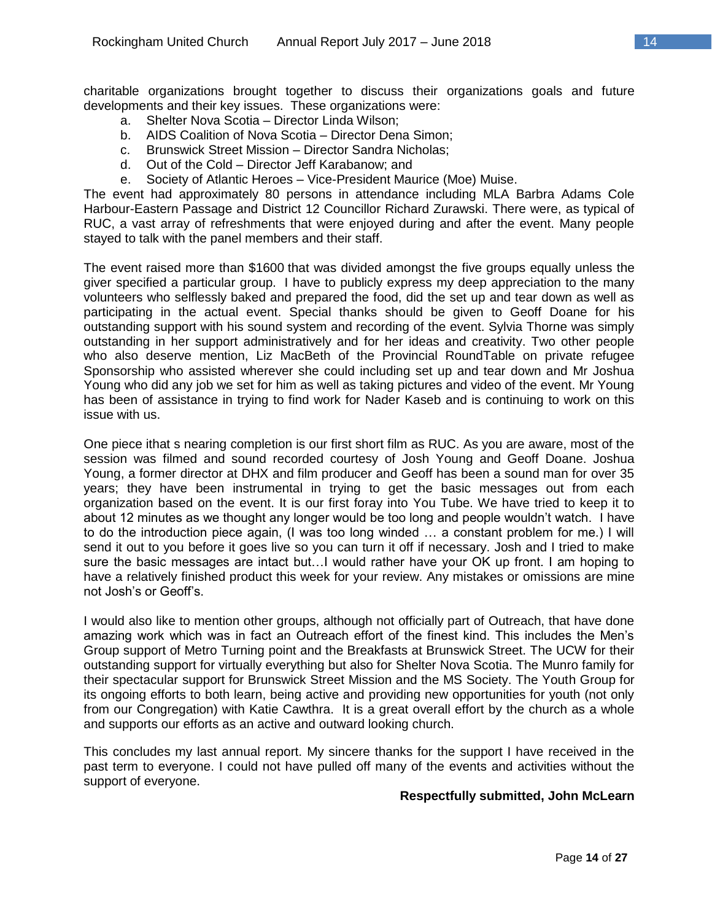charitable organizations brought together to discuss their organizations goals and future developments and their key issues. These organizations were:

a. Shelter Nova Scotia – Director Linda Wilson;
b. AIDS Coalition of Nova Scotia – Director Dena Simon;
c. Brunswick Street Mission – Director Sandra Nicholas;
d. Out of the Cold – Director Jeff Karabanow; and
e. Society of Atlantic Heroes – Vice-President Maurice (Moe) Muise.

The event had approximately 80 persons in attendance including MLA Barbra Adams Cole Harbour-Eastern Passage and District 12 Councillor Richard Zurawski. There were, as typical of RUC, a vast array of refreshments that were enjoyed during and after the event. Many people stayed to talk with the panel members and their staff.

The event raised more than $1600 that was divided amongst the five groups equally unless the giver specified a particular group. I have to publicly express my deep appreciation to the many volunteers who selflessly baked and prepared the food, did the set up and tear down as well as participating in the actual event. Special thanks should be given to Geoff Doane for his outstanding support with his sound system and recording of the event. Sylvia Thorne was simply outstanding in her support administratively and for her ideas and creativity. Two other people who also deserve mention, Liz MacBeth of the Provincial RoundTable on private refugee Sponsorship who assisted wherever she could including set up and tear down and Mr Joshua Young who did any job we set for him as well as taking pictures and video of the event. Mr Young has been of assistance in trying to find work for Nader Kaseb and is continuing to work on this issue with us.

One piece ithat s nearing completion is our first short film as RUC. As you are aware, most of the session was filmed and sound recorded courtesy of Josh Young and Geoff Doane. Joshua Young, a former director at DHX and film producer and Geoff has been a sound man for over 35 years; they have been instrumental in trying to get the basic messages out from each organization based on the event. It is our first foray into You Tube. We have tried to keep it to about 12 minutes as we thought any longer would be too long and people wouldn't watch. I have to do the introduction piece again, (I was too long winded … a constant problem for me.) I will send it out to you before it goes live so you can turn it off if necessary. Josh and I tried to make sure the basic messages are intact but…I would rather have your OK up front. I am hoping to have a relatively finished product this week for your review. Any mistakes or omissions are mine not Josh's or Geoff's.

I would also like to mention other groups, although not officially part of Outreach, that have done amazing work which was in fact an Outreach effort of the finest kind. This includes the Men's Group support of Metro Turning point and the Breakfasts at Brunswick Street. The UCW for their outstanding support for virtually everything but also for Shelter Nova Scotia. The Munro family for their spectacular support for Brunswick Street Mission and the MS Society. The Youth Group for its ongoing efforts to both learn, being active and providing new opportunities for youth (not only from our Congregation) with Katie Cawthra. It is a great overall effort by the church as a whole and supports our efforts as an active and outward looking church.

This concludes my last annual report. My sincere thanks for the support I have received in the past term to everyone. I could not have pulled off many of the events and activities without the support of everyone.

**Respectfully submitted, John McLearn**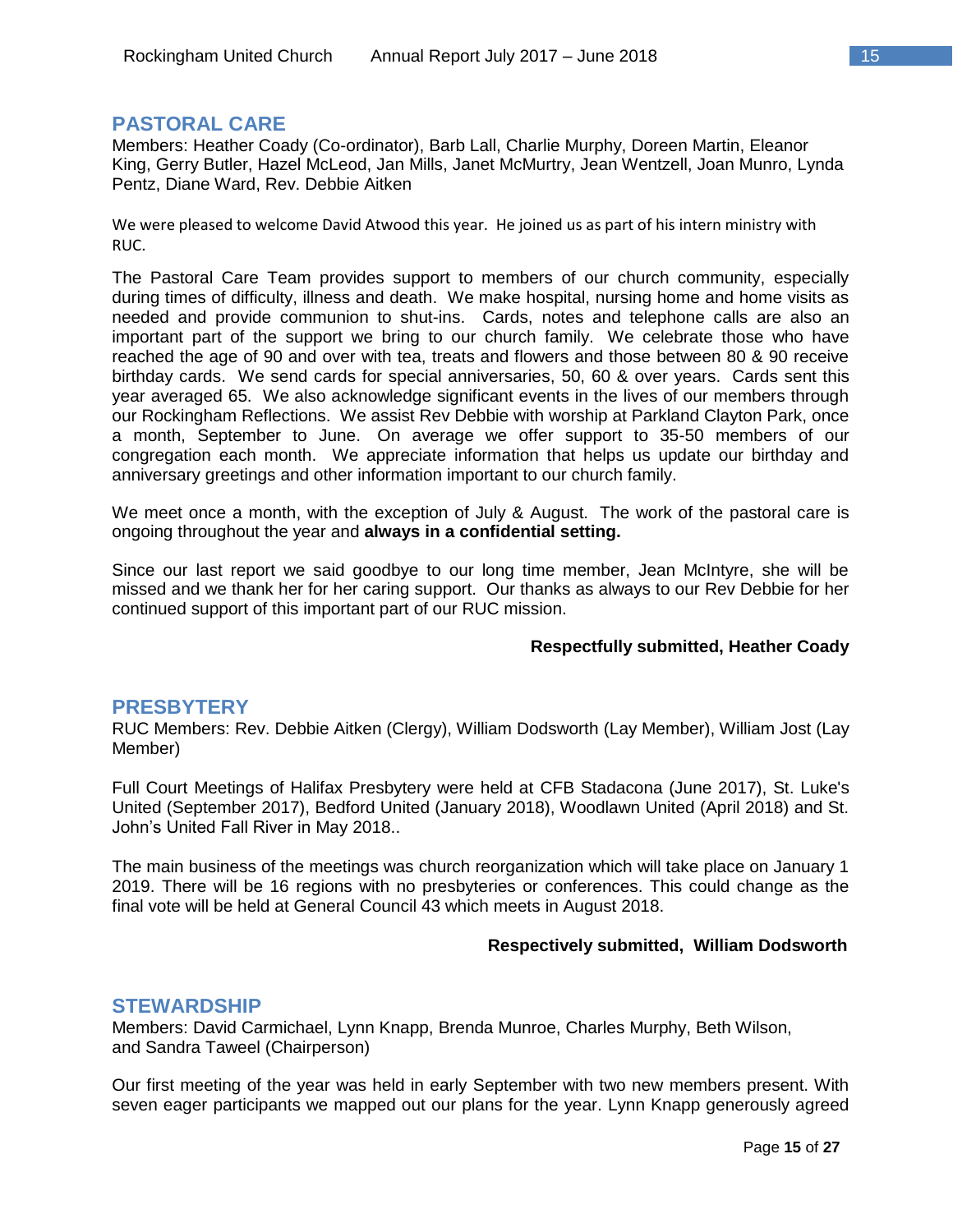## PASTORAL CARE

Members: Heather Coady (Co-ordinator), Barb Lall, Charlie Murphy, Doreen Martin, Eleanor King, Gerry Butler, Hazel McLeod, Jan Mills, Janet McMurtry, Jean Wentzell, Joan Munro, Lynda Pentz, Diane Ward, Rev. Debbie Aitken

We were pleased to welcome David Atwood this year. He joined us as part of his intern ministry with RUC.

The Pastoral Care Team provides support to members of our church community, especially during times of difficulty, illness and death. We make hospital, nursing home and home visits as needed and provide communion to shut-ins. Cards, notes and telephone calls are also an important part of the support we bring to our church family. We celebrate those who have reached the age of 90 and over with tea, treats and flowers and those between 80 & 90 receive birthday cards. We send cards for special anniversaries, 50, 60 & over years. Cards sent this year averaged 65. We also acknowledge significant events in the lives of our members through our Rockingham Reflections. We assist Rev Debbie with worship at Parkland Clayton Park, once a month, September to June. On average we offer support to 35-50 members of our congregation each month. We appreciate information that helps us update our birthday and anniversary greetings and other information important to our church family.

We meet once a month, with the exception of July & August. The work of the pastoral care is ongoing throughout the year and **always in a confidential setting.**

Since our last report we said goodbye to our long time member, Jean McIntyre, she will be missed and we thank her for her caring support. Our thanks as always to our Rev Debbie for her continued support of this important part of our RUC mission.

**Respectfully submitted, Heather Coady**

## PRESBYTERY

RUC Members: Rev. Debbie Aitken (Clergy), William Dodsworth (Lay Member), William Jost (Lay Member)

Full Court Meetings of Halifax Presbytery were held at CFB Stadacona (June 2017), St. Luke's United (September 2017), Bedford United (January 2018), Woodlawn United (April 2018) and St. John's United Fall River in May 2018..

The main business of the meetings was church reorganization which will take place on January 1 2019. There will be 16 regions with no presbyteries or conferences. This could change as the final vote will be held at General Council 43 which meets in August 2018.

**Respectively submitted, William Dodsworth**

## STEWARDSHIP

Members: David Carmichael, Lynn Knapp, Brenda Munroe, Charles Murphy, Beth Wilson, and Sandra Taweel (Chairperson)

Our first meeting of the year was held in early September with two new members present. With seven eager participants we mapped out our plans for the year. Lynn Knapp generously agreed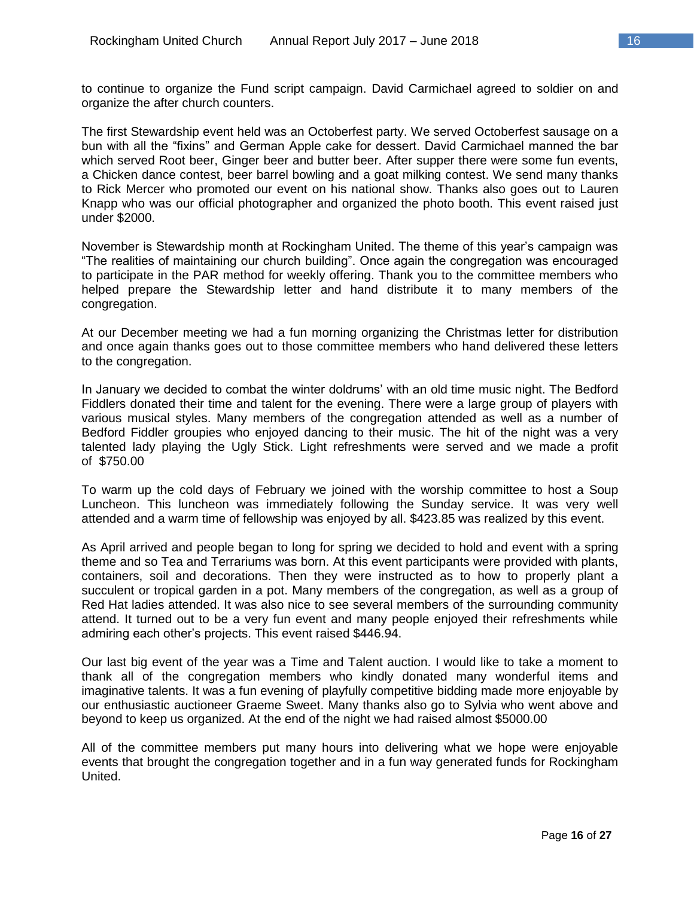to continue to organize the Fund script campaign. David Carmichael agreed to soldier on and organize the after church counters.

The first Stewardship event held was an Octoberfest party. We served Octoberfest sausage on a bun with all the “fixins” and German Apple cake for dessert. David Carmichael manned the bar which served Root beer, Ginger beer and butter beer. After supper there were some fun events, a Chicken dance contest, beer barrel bowling and a goat milking contest. We send many thanks to Rick Mercer who promoted our event on his national show. Thanks also goes out to Lauren Knapp who was our official photographer and organized the photo booth. This event raised just under $2000.

November is Stewardship month at Rockingham United. The theme of this year’s campaign was “The realities of maintaining our church building”. Once again the congregation was encouraged to participate in the PAR method for weekly offering. Thank you to the committee members who helped prepare the Stewardship letter and hand distribute it to many members of the congregation.

At our December meeting we had a fun morning organizing the Christmas letter for distribution and once again thanks goes out to those committee members who hand delivered these letters to the congregation.

In January we decided to combat the winter doldrums’ with an old time music night. The Bedford Fiddlers donated their time and talent for the evening. There were a large group of players with various musical styles. Many members of the congregation attended as well as a number of Bedford Fiddler groupies who enjoyed dancing to their music. The hit of the night was a very talented lady playing the Ugly Stick. Light refreshments were served and we made a profit of $750.00

To warm up the cold days of February we joined with the worship committee to host a Soup Luncheon. This luncheon was immediately following the Sunday service. It was very well attended and a warm time of fellowship was enjoyed by all. $423.85 was realized by this event.

As April arrived and people began to long for spring we decided to hold and event with a spring theme and so Tea and Terrariums was born. At this event participants were provided with plants, containers, soil and decorations. Then they were instructed as to how to properly plant a succulent or tropical garden in a pot. Many members of the congregation, as well as a group of Red Hat ladies attended. It was also nice to see several members of the surrounding community attend. It turned out to be a very fun event and many people enjoyed their refreshments while admiring each other’s projects. This event raised $446.94.

Our last big event of the year was a Time and Talent auction. I would like to take a moment to thank all of the congregation members who kindly donated many wonderful items and imaginative talents. It was a fun evening of playfully competitive bidding made more enjoyable by our enthusiastic auctioneer Graeme Sweet. Many thanks also go to Sylvia who went above and beyond to keep us organized. At the end of the night we had raised almost $5000.00

All of the committee members put many hours into delivering what we hope were enjoyable events that brought the congregation together and in a fun way generated funds for Rockingham United.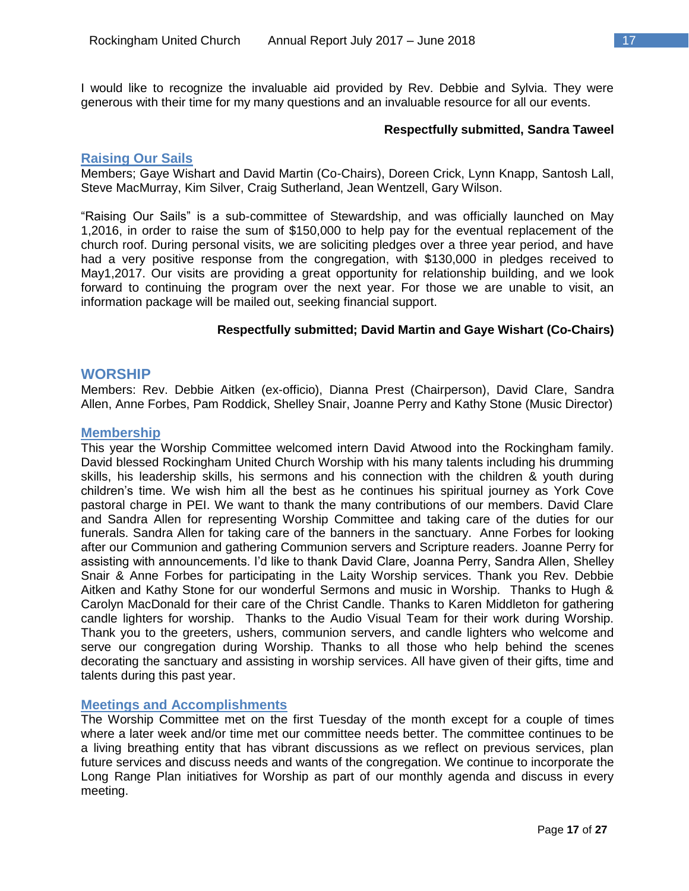I would like to recognize the invaluable aid provided by Rev. Debbie and Sylvia. They were generous with their time for my many questions and an invaluable resource for all our events.

**Respectfully submitted, Sandra Taweel**

### Raising Our Sails

Members; Gaye Wishart and David Martin (Co-Chairs), Doreen Crick, Lynn Knapp, Santosh Lall, Steve MacMurray, Kim Silver, Craig Sutherland, Jean Wentzell, Gary Wilson.

“Raising Our Sails” is a sub-committee of Stewardship, and was officially launched on May 1,2016, in order to raise the sum of $150,000 to help pay for the eventual replacement of the church roof. During personal visits, we are soliciting pledges over a three year period, and have had a very positive response from the congregation, with $130,000 in pledges received to May1,2017. Our visits are providing a great opportunity for relationship building, and we look forward to continuing the program over the next year. For those we are unable to visit, an information package will be mailed out, seeking financial support.

**Respectfully submitted; David Martin and Gaye Wishart (Co-Chairs)**

## WORSHIP

Members: Rev. Debbie Aitken (ex-officio), Dianna Prest (Chairperson), David Clare, Sandra Allen, Anne Forbes, Pam Roddick, Shelley Snair, Joanne Perry and Kathy Stone (Music Director)

### Membership

This year the Worship Committee welcomed intern David Atwood into the Rockingham family. David blessed Rockingham United Church Worship with his many talents including his drumming skills, his leadership skills, his sermons and his connection with the children & youth during children’s time. We wish him all the best as he continues his spiritual journey as York Cove pastoral charge in PEI. We want to thank the many contributions of our members. David Clare and Sandra Allen for representing Worship Committee and taking care of the duties for our funerals. Sandra Allen for taking care of the banners in the sanctuary. Anne Forbes for looking after our Communion and gathering Communion servers and Scripture readers. Joanne Perry for assisting with announcements. I’d like to thank David Clare, Joanna Perry, Sandra Allen, Shelley Snair & Anne Forbes for participating in the Laity Worship services. Thank you Rev. Debbie Aitken and Kathy Stone for our wonderful Sermons and music in Worship. Thanks to Hugh & Carolyn MacDonald for their care of the Christ Candle. Thanks to Karen Middleton for gathering candle lighters for worship. Thanks to the Audio Visual Team for their work during Worship. Thank you to the greeters, ushers, communion servers, and candle lighters who welcome and serve our congregation during Worship. Thanks to all those who help behind the scenes decorating the sanctuary and assisting in worship services. All have given of their gifts, time and talents during this past year.

### Meetings and Accomplishments

The Worship Committee met on the first Tuesday of the month except for a couple of times where a later week and/or time met our committee needs better. The committee continues to be a living breathing entity that has vibrant discussions as we reflect on previous services, plan future services and discuss needs and wants of the congregation. We continue to incorporate the Long Range Plan initiatives for Worship as part of our monthly agenda and discuss in every meeting.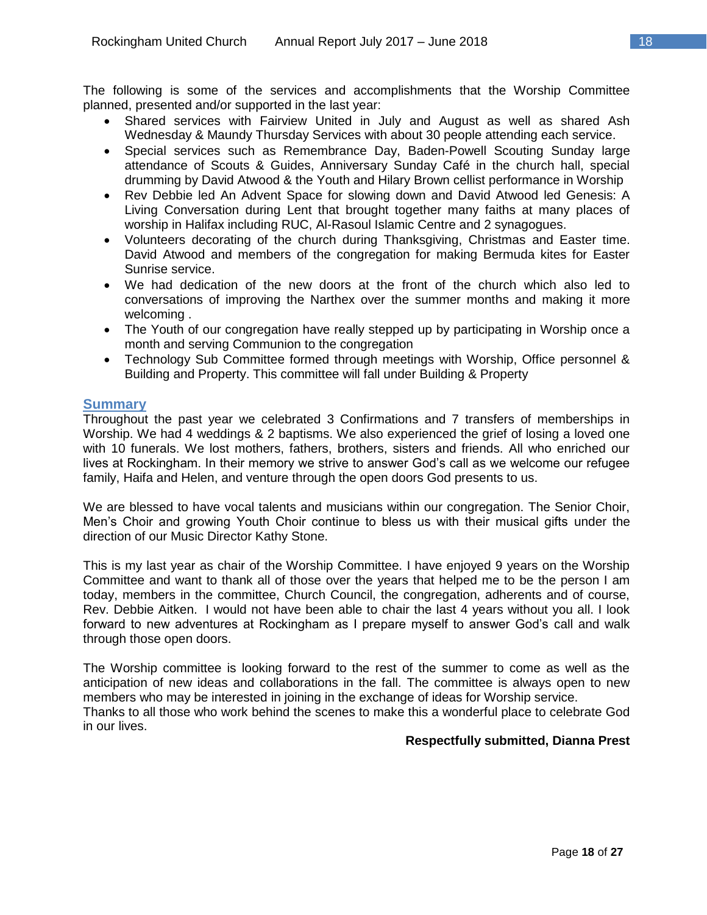The following is some of the services and accomplishments that the Worship Committee planned, presented and/or supported in the last year:

- Shared services with Fairview United in July and August as well as shared Ash Wednesday & Maundy Thursday Services with about 30 people attending each service.
- Special services such as Remembrance Day, Baden-Powell Scouting Sunday large attendance of Scouts & Guides, Anniversary Sunday Café in the church hall, special drumming by David Atwood & the Youth and Hilary Brown cellist performance in Worship
- Rev Debbie led An Advent Space for slowing down and David Atwood led Genesis: A Living Conversation during Lent that brought together many faiths at many places of worship in Halifax including RUC, Al-Rasoul Islamic Centre and 2 synagogues.
- Volunteers decorating of the church during Thanksgiving, Christmas and Easter time. David Atwood and members of the congregation for making Bermuda kites for Easter Sunrise service.
- We had dedication of the new doors at the front of the church which also led to conversations of improving the Narthex over the summer months and making it more welcoming .
- The Youth of our congregation have really stepped up by participating in Worship once a month and serving Communion to the congregation
- Technology Sub Committee formed through meetings with Worship, Office personnel & Building and Property. This committee will fall under Building & Property

## Summary

Throughout the past year we celebrated 3 Confirmations and 7 transfers of memberships in Worship. We had 4 weddings & 2 baptisms. We also experienced the grief of losing a loved one with 10 funerals. We lost mothers, fathers, brothers, sisters and friends. All who enriched our lives at Rockingham. In their memory we strive to answer God's call as we welcome our refugee family, Haifa and Helen, and venture through the open doors God presents to us.

We are blessed to have vocal talents and musicians within our congregation. The Senior Choir, Men's Choir and growing Youth Choir continue to bless us with their musical gifts under the direction of our Music Director Kathy Stone.

This is my last year as chair of the Worship Committee. I have enjoyed 9 years on the Worship Committee and want to thank all of those over the years that helped me to be the person I am today, members in the committee, Church Council, the congregation, adherents and of course, Rev. Debbie Aitken. I would not have been able to chair the last 4 years without you all. I look forward to new adventures at Rockingham as I prepare myself to answer God's call and walk through those open doors.

The Worship committee is looking forward to the rest of the summer to come as well as the anticipation of new ideas and collaborations in the fall. The committee is always open to new members who may be interested in joining in the exchange of ideas for Worship service.
Thanks to all those who work behind the scenes to make this a wonderful place to celebrate God in our lives.

**Respectfully submitted, Dianna Prest**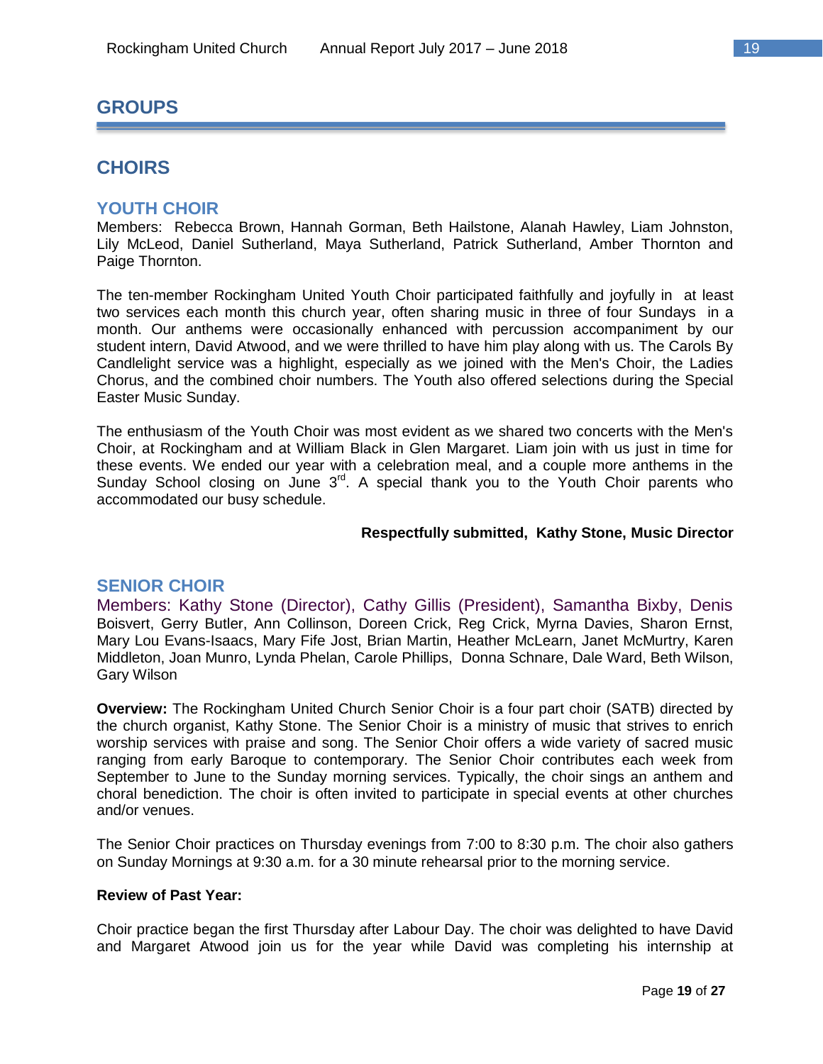# GROUPS

## CHOIRS

### YOUTH CHOIR

Members: Rebecca Brown, Hannah Gorman, Beth Hailstone, Alanah Hawley, Liam Johnston, Lily McLeod, Daniel Sutherland, Maya Sutherland, Patrick Sutherland, Amber Thornton and Paige Thornton.

The ten-member Rockingham United Youth Choir participated faithfully and joyfully in at least two services each month this church year, often sharing music in three of four Sundays in a month. Our anthems were occasionally enhanced with percussion accompaniment by our student intern, David Atwood, and we were thrilled to have him play along with us. The Carols By Candlelight service was a highlight, especially as we joined with the Men's Choir, the Ladies Chorus, and the combined choir numbers. The Youth also offered selections during the Special Easter Music Sunday.

The enthusiasm of the Youth Choir was most evident as we shared two concerts with the Men's Choir, at Rockingham and at William Black in Glen Margaret. Liam join with us just in time for these events. We ended our year with a celebration meal, and a couple more anthems in the Sunday School closing on June 3rd. A special thank you to the Youth Choir parents who accommodated our busy schedule.

**Respectfully submitted, Kathy Stone, Music Director**

### SENIOR CHOIR

Members: Kathy Stone (Director), Cathy Gillis (President), Samantha Bixby, Denis Boisvert, Gerry Butler, Ann Collinson, Doreen Crick, Reg Crick, Myrna Davies, Sharon Ernst, Mary Lou Evans-Isaacs, Mary Fife Jost, Brian Martin, Heather McLearn, Janet McMurtry, Karen Middleton, Joan Munro, Lynda Phelan, Carole Phillips, Donna Schnare, Dale Ward, Beth Wilson, Gary Wilson

**Overview:** The Rockingham United Church Senior Choir is a four part choir (SATB) directed by the church organist, Kathy Stone. The Senior Choir is a ministry of music that strives to enrich worship services with praise and song. The Senior Choir offers a wide variety of sacred music ranging from early Baroque to contemporary. The Senior Choir contributes each week from September to June to the Sunday morning services. Typically, the choir sings an anthem and choral benediction. The choir is often invited to participate in special events at other churches and/or venues.

The Senior Choir practices on Thursday evenings from 7:00 to 8:30 p.m. The choir also gathers on Sunday Mornings at 9:30 a.m. for a 30 minute rehearsal prior to the morning service.

**Review of Past Year:**

Choir practice began the first Thursday after Labour Day. The choir was delighted to have David and Margaret Atwood join us for the year while David was completing his internship at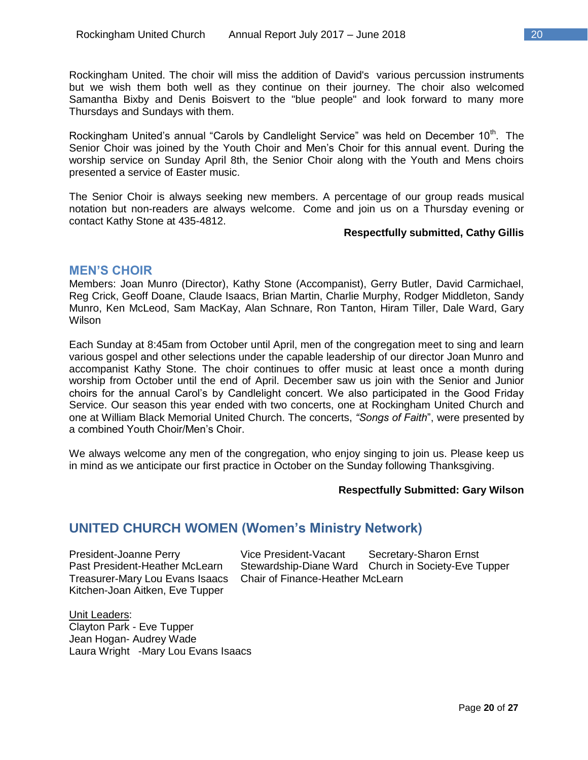Rockingham United. The choir will miss the addition of David's various percussion instruments but we wish them both well as they continue on their journey. The choir also welcomed Samantha Bixby and Denis Boisvert to the "blue people" and look forward to many more Thursdays and Sundays with them.

Rockingham United's annual "Carols by Candlelight Service" was held on December 10th. The Senior Choir was joined by the Youth Choir and Men's Choir for this annual event. During the worship service on Sunday April 8th, the Senior Choir along with the Youth and Mens choirs presented a service of Easter music.

The Senior Choir is always seeking new members. A percentage of our group reads musical notation but non-readers are always welcome. Come and join us on a Thursday evening or contact Kathy Stone at 435-4812.

**Respectfully submitted, Cathy Gillis**

## MEN'S CHOIR

Members: Joan Munro (Director), Kathy Stone (Accompanist), Gerry Butler, David Carmichael, Reg Crick, Geoff Doane, Claude Isaacs, Brian Martin, Charlie Murphy, Rodger Middleton, Sandy Munro, Ken McLeod, Sam MacKay, Alan Schnare, Ron Tanton, Hiram Tiller, Dale Ward, Gary Wilson

Each Sunday at 8:45am from October until April, men of the congregation meet to sing and learn various gospel and other selections under the capable leadership of our director Joan Munro and accompanist Kathy Stone. The choir continues to offer music at least once a month during worship from October until the end of April. December saw us join with the Senior and Junior choirs for the annual Carol's by Candlelight concert. We also participated in the Good Friday Service. Our season this year ended with two concerts, one at Rockingham United Church and one at William Black Memorial United Church. The concerts, *"Songs of Faith*", were presented by a combined Youth Choir/Men's Choir.

We always welcome any men of the congregation, who enjoy singing to join us. Please keep us in mind as we anticipate our first practice in October on the Sunday following Thanksgiving.

**Respectfully Submitted: Gary Wilson**

## UNITED CHURCH WOMEN (Women's Ministry Network)

President-Joanne Perry
Past President-Heather McLearn
Treasurer-Mary Lou Evans Isaacs
Kitchen-Joan Aitken, Eve Tupper
Vice President-Vacant
Stewardship-Diane Ward
Chair of Finance-Heather McLearn
Secretary-Sharon Ernst
Church in Society-Eve Tupper

Unit Leaders:
Clayton Park - Eve Tupper
Jean Hogan- Audrey Wade
Laura Wright -Mary Lou Evans Isaacs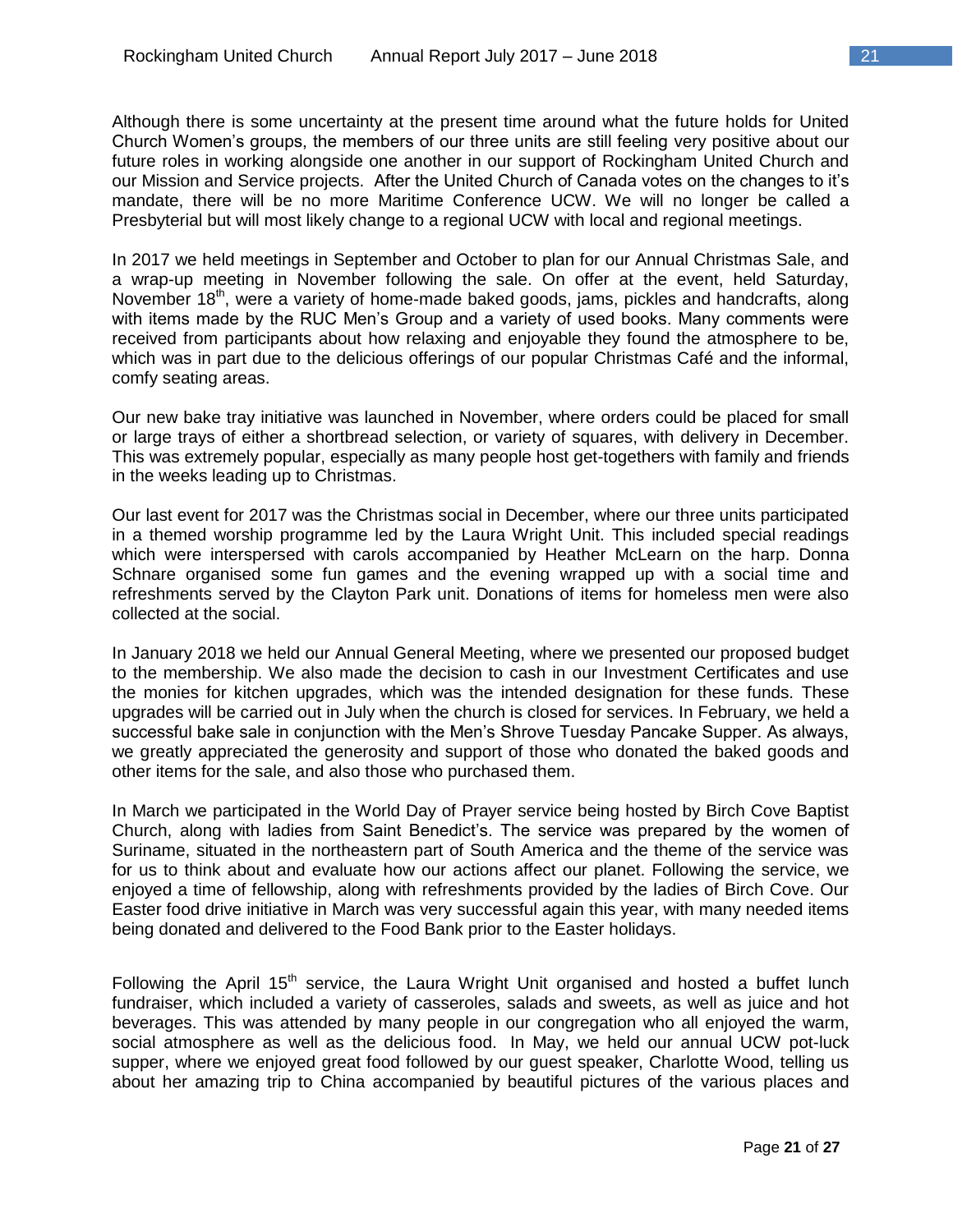Although there is some uncertainty at the present time around what the future holds for United Church Women's groups, the members of our three units are still feeling very positive about our future roles in working alongside one another in our support of Rockingham United Church and our Mission and Service projects. After the United Church of Canada votes on the changes to it's mandate, there will be no more Maritime Conference UCW. We will no longer be called a Presbyterial but will most likely change to a regional UCW with local and regional meetings.

In 2017 we held meetings in September and October to plan for our Annual Christmas Sale, and a wrap-up meeting in November following the sale. On offer at the event, held Saturday, November 18th, were a variety of home-made baked goods, jams, pickles and handcrafts, along with items made by the RUC Men's Group and a variety of used books. Many comments were received from participants about how relaxing and enjoyable they found the atmosphere to be, which was in part due to the delicious offerings of our popular Christmas Café and the informal, comfy seating areas.

Our new bake tray initiative was launched in November, where orders could be placed for small or large trays of either a shortbread selection, or variety of squares, with delivery in December. This was extremely popular, especially as many people host get-togethers with family and friends in the weeks leading up to Christmas.

Our last event for 2017 was the Christmas social in December, where our three units participated in a themed worship programme led by the Laura Wright Unit. This included special readings which were interspersed with carols accompanied by Heather McLearn on the harp. Donna Schnare organised some fun games and the evening wrapped up with a social time and refreshments served by the Clayton Park unit. Donations of items for homeless men were also collected at the social.

In January 2018 we held our Annual General Meeting, where we presented our proposed budget to the membership. We also made the decision to cash in our Investment Certificates and use the monies for kitchen upgrades, which was the intended designation for these funds. These upgrades will be carried out in July when the church is closed for services. In February, we held a successful bake sale in conjunction with the Men's Shrove Tuesday Pancake Supper. As always, we greatly appreciated the generosity and support of those who donated the baked goods and other items for the sale, and also those who purchased them.

In March we participated in the World Day of Prayer service being hosted by Birch Cove Baptist Church, along with ladies from Saint Benedict's. The service was prepared by the women of Suriname, situated in the northeastern part of South America and the theme of the service was for us to think about and evaluate how our actions affect our planet. Following the service, we enjoyed a time of fellowship, along with refreshments provided by the ladies of Birch Cove. Our Easter food drive initiative in March was very successful again this year, with many needed items being donated and delivered to the Food Bank prior to the Easter holidays.

Following the April 15th service, the Laura Wright Unit organised and hosted a buffet lunch fundraiser, which included a variety of casseroles, salads and sweets, as well as juice and hot beverages. This was attended by many people in our congregation who all enjoyed the warm, social atmosphere as well as the delicious food. In May, we held our annual UCW pot-luck supper, where we enjoyed great food followed by our guest speaker, Charlotte Wood, telling us about her amazing trip to China accompanied by beautiful pictures of the various places and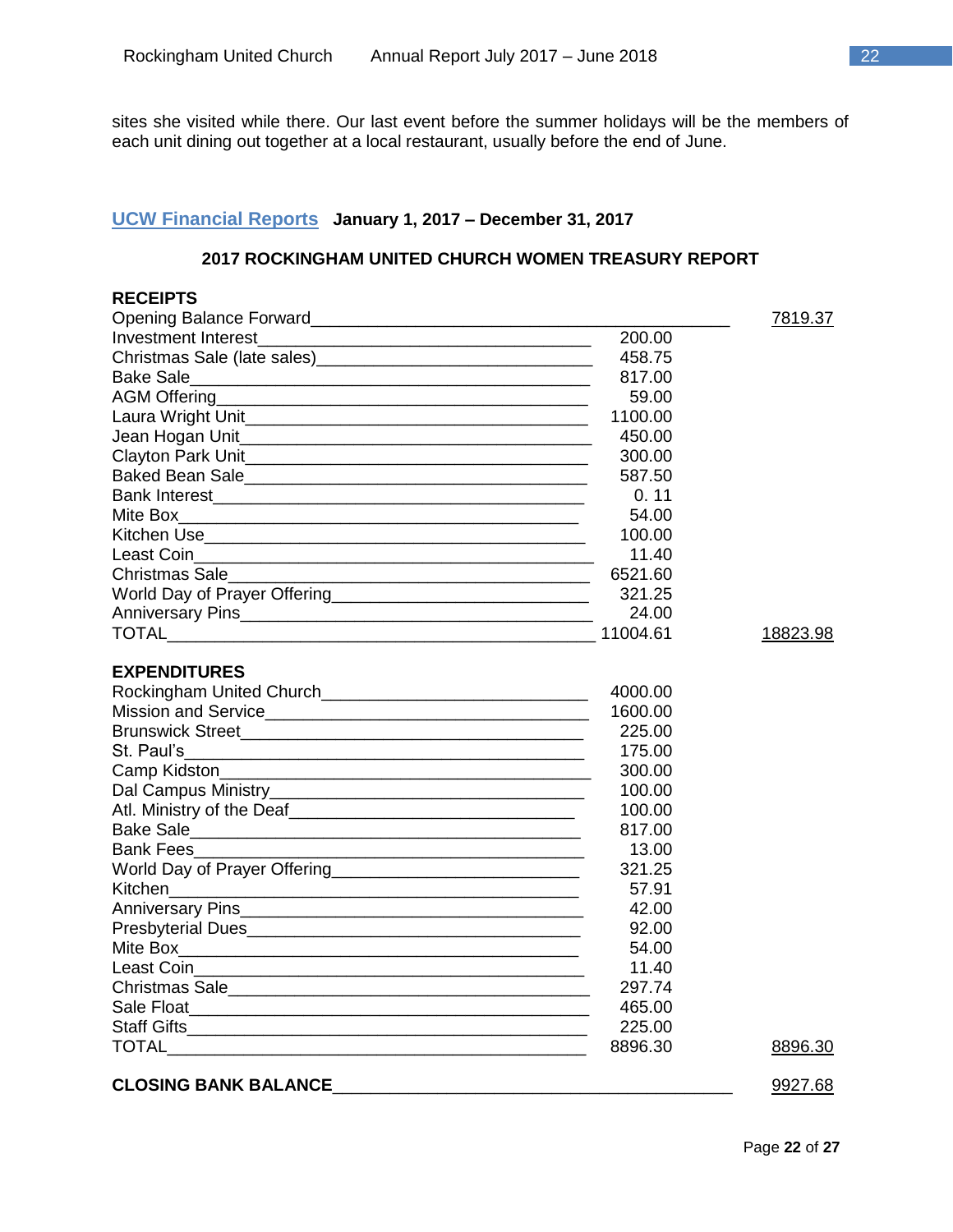sites she visited while there. Our last event before the summer holidays will be the members of each unit dining out together at a local restaurant, usually before the end of June.

## UCW Financial Reports **January 1, 2017 – December 31, 2017**

### 2017 ROCKINGHAM UNITED CHURCH WOMEN TREASURY REPORT

**RECEIPTS**

| Item | Amount | Total |
|---|---|---|
| Opening Balance Forward | | 7819.37 |
| Investment Interest | 200.00 | |
| Christmas Sale (late sales) | 458.75 | |
| Bake Sale | 817.00 | |
| AGM Offering | 59.00 | |
| Laura Wright Unit | 1100.00 | |
| Jean Hogan Unit | 450.00 | |
| Clayton Park Unit | 300.00 | |
| Baked Bean Sale | 587.50 | |
| Bank Interest | 0. 11 | |
| Mite Box | 54.00 | |
| Kitchen Use | 100.00 | |
| Least Coin | 11.40 | |
| Christmas Sale | 6521.60 | |
| World Day of Prayer Offering | 321.25 | |
| Anniversary Pins | 24.00 | |
| TOTAL | 11004.61 | 18823.98 |

**EXPENDITURES**

| Item | Amount | Total |
|---|---|---|
| Rockingham United Church | 4000.00 | |
| Mission and Service | 1600.00 | |
| Brunswick Street | 225.00 | |
| St. Paul's | 175.00 | |
| Camp Kidston | 300.00 | |
| Dal Campus Ministry | 100.00 | |
| Atl. Ministry of the Deaf | 100.00 | |
| Bake Sale | 817.00 | |
| Bank Fees | 13.00 | |
| World Day of Prayer Offering | 321.25 | |
| Kitchen | 57.91 | |
| Anniversary Pins | 42.00 | |
| Presbyterial Dues | 92.00 | |
| Mite Box | 54.00 | |
| Least Coin | 11.40 | |
| Christmas Sale | 297.74 | |
| Sale Float | 465.00 | |
| Staff Gifts | 225.00 | |
| TOTAL | 8896.30 | 8896.30 |

**CLOSING BANK BALANCE** 9927.68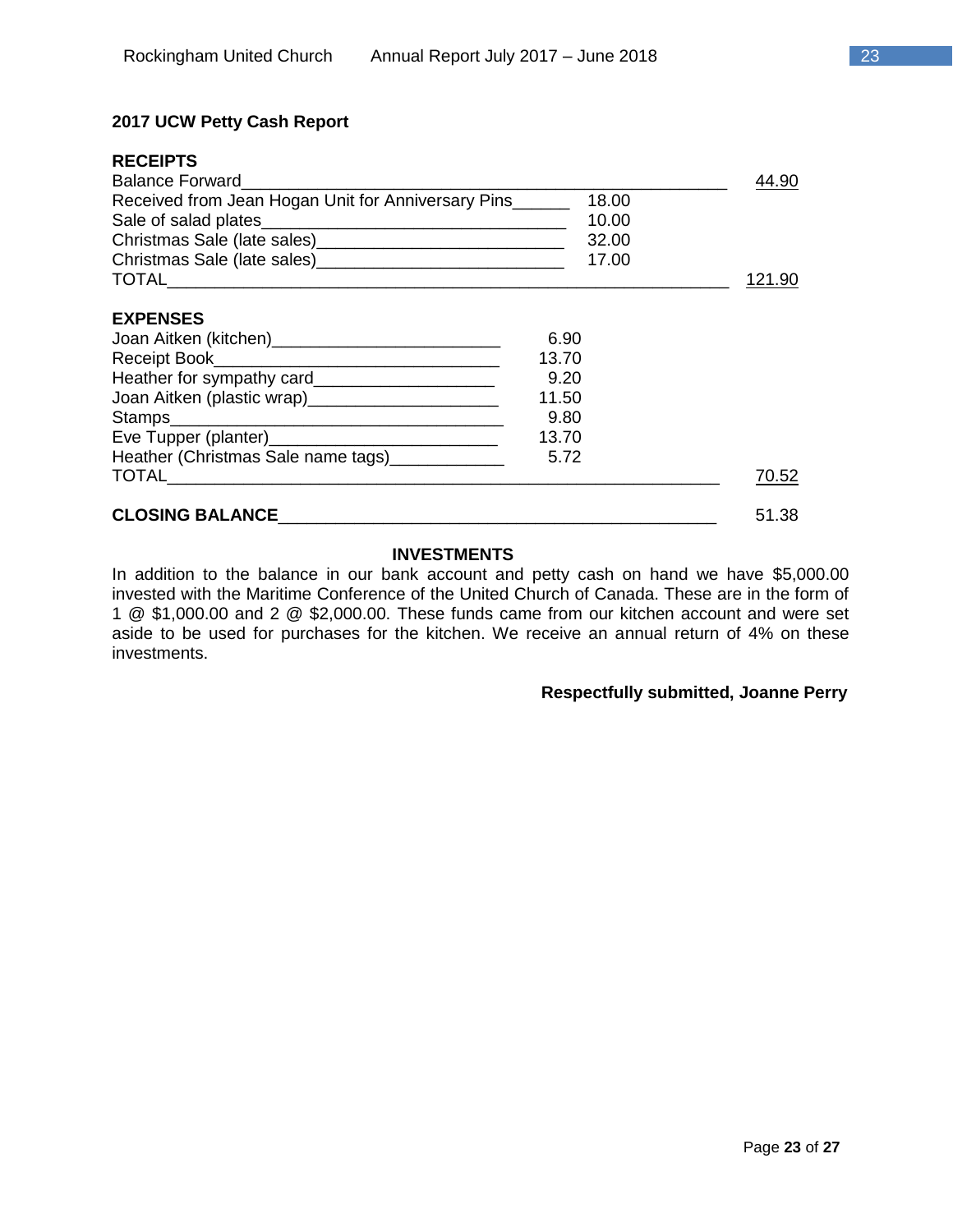## 2017 UCW Petty Cash Report

| RECEIPTS | | |
|---|---|---|
| Balance Forward | | 44.90 |
| Received from Jean Hogan Unit for Anniversary Pins | 18.00 | |
| Sale of salad plates | 10.00 | |
| Christmas Sale (late sales) | 32.00 | |
| Christmas Sale (late sales) | 17.00 | |
| TOTAL | | 121.90 |

| EXPENSES | | |
|---|---|---|
| Joan Aitken (kitchen) | 6.90 | |
| Receipt Book | 13.70 | |
| Heather for sympathy card | 9.20 | |
| Joan Aitken (plastic wrap) | 11.50 | |
| Stamps | 9.80 | |
| Eve Tupper (planter) | 13.70 | |
| Heather (Christmas Sale name tags) | 5.72 | |
| TOTAL | | 70.52 |

**CLOSING BALANCE** 51.38

### INVESTMENTS

In addition to the balance in our bank account and petty cash on hand we have $5,000.00 invested with the Maritime Conference of the United Church of Canada. These are in the form of 1 @ $1,000.00 and 2 @ $2,000.00. These funds came from our kitchen account and were set aside to be used for purchases for the kitchen. We receive an annual return of 4% on these investments.

**Respectfully submitted, Joanne Perry**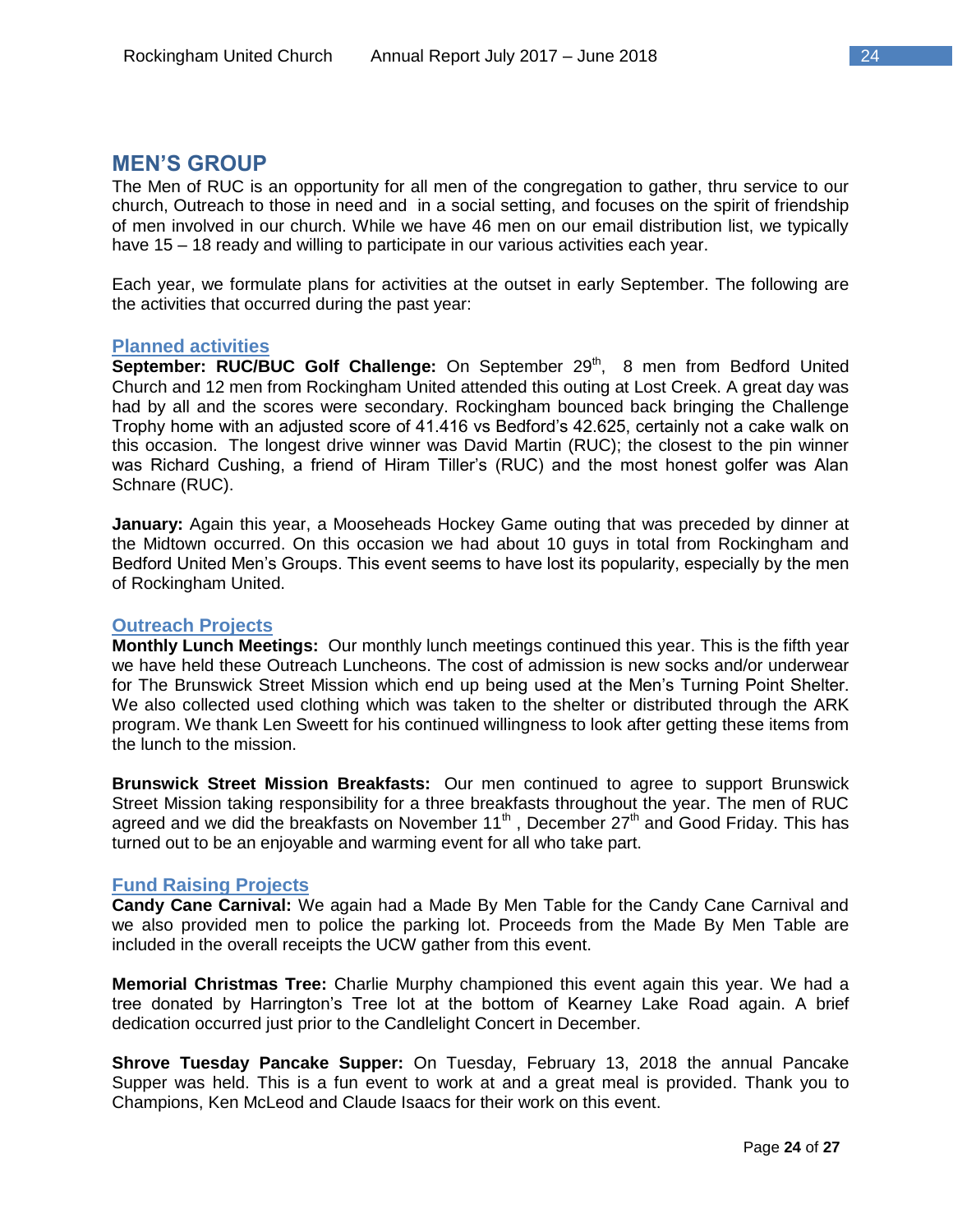## MEN'S GROUP

The Men of RUC is an opportunity for all men of the congregation to gather, thru service to our church, Outreach to those in need and in a social setting, and focuses on the spirit of friendship of men involved in our church. While we have 46 men on our email distribution list, we typically have 15 – 18 ready and willing to participate in our various activities each year.

Each year, we formulate plans for activities at the outset in early September. The following are the activities that occurred during the past year:

### Planned activities

**September: RUC/BUC Golf Challenge:** On September 29th, 8 men from Bedford United Church and 12 men from Rockingham United attended this outing at Lost Creek. A great day was had by all and the scores were secondary. Rockingham bounced back bringing the Challenge Trophy home with an adjusted score of 41.416 vs Bedford's 42.625, certainly not a cake walk on this occasion. The longest drive winner was David Martin (RUC); the closest to the pin winner was Richard Cushing, a friend of Hiram Tiller's (RUC) and the most honest golfer was Alan Schnare (RUC).

**January:** Again this year, a Mooseheads Hockey Game outing that was preceded by dinner at the Midtown occurred. On this occasion we had about 10 guys in total from Rockingham and Bedford United Men's Groups. This event seems to have lost its popularity, especially by the men of Rockingham United.

### Outreach Projects

**Monthly Lunch Meetings:** Our monthly lunch meetings continued this year. This is the fifth year we have held these Outreach Luncheons. The cost of admission is new socks and/or underwear for The Brunswick Street Mission which end up being used at the Men's Turning Point Shelter. We also collected used clothing which was taken to the shelter or distributed through the ARK program. We thank Len Sweett for his continued willingness to look after getting these items from the lunch to the mission.

**Brunswick Street Mission Breakfasts:** Our men continued to agree to support Brunswick Street Mission taking responsibility for a three breakfasts throughout the year. The men of RUC agreed and we did the breakfasts on November 11th , December 27th and Good Friday. This has turned out to be an enjoyable and warming event for all who take part.

### Fund Raising Projects

**Candy Cane Carnival:** We again had a Made By Men Table for the Candy Cane Carnival and we also provided men to police the parking lot. Proceeds from the Made By Men Table are included in the overall receipts the UCW gather from this event.

**Memorial Christmas Tree:** Charlie Murphy championed this event again this year. We had a tree donated by Harrington's Tree lot at the bottom of Kearney Lake Road again. A brief dedication occurred just prior to the Candlelight Concert in December.

**Shrove Tuesday Pancake Supper:** On Tuesday, February 13, 2018 the annual Pancake Supper was held. This is a fun event to work at and a great meal is provided. Thank you to Champions, Ken McLeod and Claude Isaacs for their work on this event.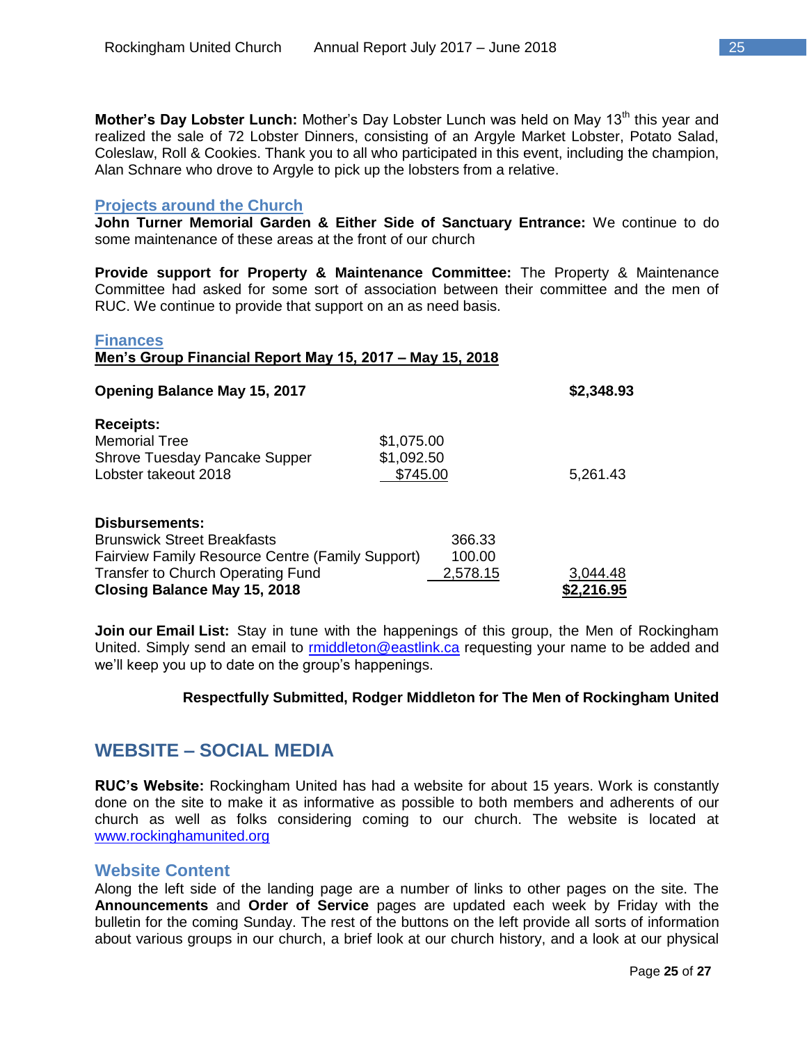**Mother's Day Lobster Lunch:** Mother's Day Lobster Lunch was held on May 13th this year and realized the sale of 72 Lobster Dinners, consisting of an Argyle Market Lobster, Potato Salad, Coleslaw, Roll & Cookies. Thank you to all who participated in this event, including the champion, Alan Schnare who drove to Argyle to pick up the lobsters from a relative.

### Projects around the Church

**John Turner Memorial Garden & Either Side of Sanctuary Entrance:** We continue to do some maintenance of these areas at the front of our church

**Provide support for Property & Maintenance Committee:** The Property & Maintenance Committee had asked for some sort of association between their committee and the men of RUC. We continue to provide that support on an as need basis.

### Finances

**Men's Group Financial Report May 15, 2017 – May 15, 2018**

| | | | |
|---|---|---|---|
| **Opening Balance May 15, 2017** | | | **$2,348.93** |
| **Receipts:** | | | |
| Memorial Tree | $1,075.00 | | |
| Shrove Tuesday Pancake Supper | $1,092.50 | | |
| Lobster takeout 2018 | $745.00 | | 5,261.43 |
| **Disbursements:** | | | |
| Brunswick Street Breakfasts | | 366.33 | |
| Fairview Family Resource Centre (Family Support) | | 100.00 | |
| Transfer to Church Operating Fund | | 2,578.15 | 3,044.48 |
| **Closing Balance May 15, 2018** | | | **$2,216.95** |

**Join our Email List:** Stay in tune with the happenings of this group, the Men of Rockingham United. Simply send an email to rmiddleton@eastlink.ca requesting your name to be added and we'll keep you up to date on the group's happenings.

**Respectfully Submitted, Rodger Middleton for The Men of Rockingham United**

## WEBSITE – SOCIAL MEDIA

**RUC's Website:** Rockingham United has had a website for about 15 years. Work is constantly done on the site to make it as informative as possible to both members and adherents of our church as well as folks considering coming to our church. The website is located at www.rockinghamunited.org

### Website Content

Along the left side of the landing page are a number of links to other pages on the site. The **Announcements** and **Order of Service** pages are updated each week by Friday with the bulletin for the coming Sunday. The rest of the buttons on the left provide all sorts of information about various groups in our church, a brief look at our church history, and a look at our physical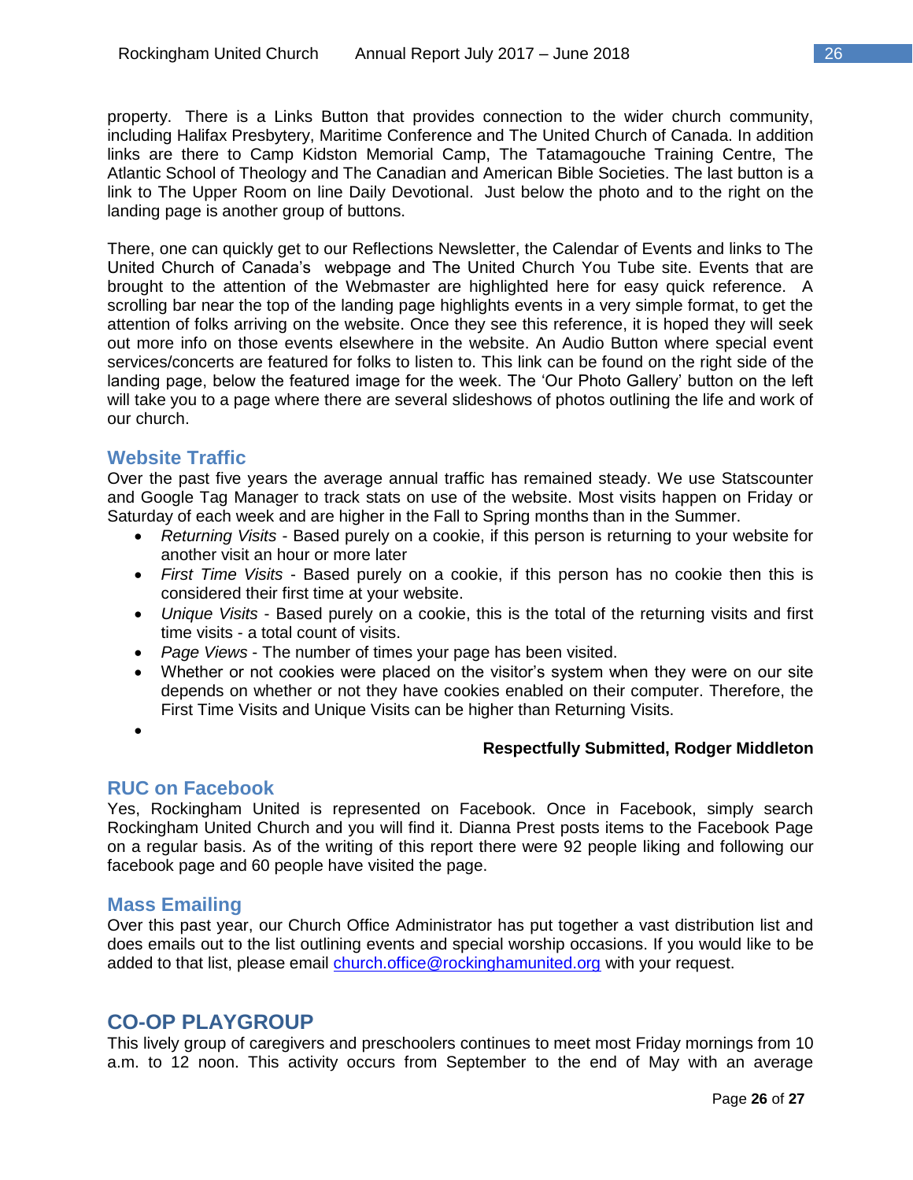property. There is a Links Button that provides connection to the wider church community, including Halifax Presbytery, Maritime Conference and The United Church of Canada. In addition links are there to Camp Kidston Memorial Camp, The Tatamagouche Training Centre, The Atlantic School of Theology and The Canadian and American Bible Societies. The last button is a link to The Upper Room on line Daily Devotional. Just below the photo and to the right on the landing page is another group of buttons.

There, one can quickly get to our Reflections Newsletter, the Calendar of Events and links to The United Church of Canada's webpage and The United Church You Tube site. Events that are brought to the attention of the Webmaster are highlighted here for easy quick reference. A scrolling bar near the top of the landing page highlights events in a very simple format, to get the attention of folks arriving on the website. Once they see this reference, it is hoped they will seek out more info on those events elsewhere in the website. An Audio Button where special event services/concerts are featured for folks to listen to. This link can be found on the right side of the landing page, below the featured image for the week. The 'Our Photo Gallery' button on the left will take you to a page where there are several slideshows of photos outlining the life and work of our church.

## Website Traffic

Over the past five years the average annual traffic has remained steady. We use Statscounter and Google Tag Manager to track stats on use of the website. Most visits happen on Friday or Saturday of each week and are higher in the Fall to Spring months than in the Summer.

- *Returning Visits* - Based purely on a cookie, if this person is returning to your website for another visit an hour or more later
- *First Time Visits* - Based purely on a cookie, if this person has no cookie then this is considered their first time at your website.
- *Unique Visits* - Based purely on a cookie, this is the total of the returning visits and first time visits - a total count of visits.
- *Page Views* - The number of times your page has been visited.
- Whether or not cookies were placed on the visitor's system when they were on our site depends on whether or not they have cookies enabled on their computer. Therefore, the First Time Visits and Unique Visits can be higher than Returning Visits.

**Respectfully Submitted, Rodger Middleton**

## RUC on Facebook

Yes, Rockingham United is represented on Facebook. Once in Facebook, simply search Rockingham United Church and you will find it. Dianna Prest posts items to the Facebook Page on a regular basis. As of the writing of this report there were 92 people liking and following our facebook page and 60 people have visited the page.

## Mass Emailing

Over this past year, our Church Office Administrator has put together a vast distribution list and does emails out to the list outlining events and special worship occasions. If you would like to be added to that list, please email church.office@rockinghamunited.org with your request.

# CO-OP PLAYGROUP

This lively group of caregivers and preschoolers continues to meet most Friday mornings from 10 a.m. to 12 noon. This activity occurs from September to the end of May with an average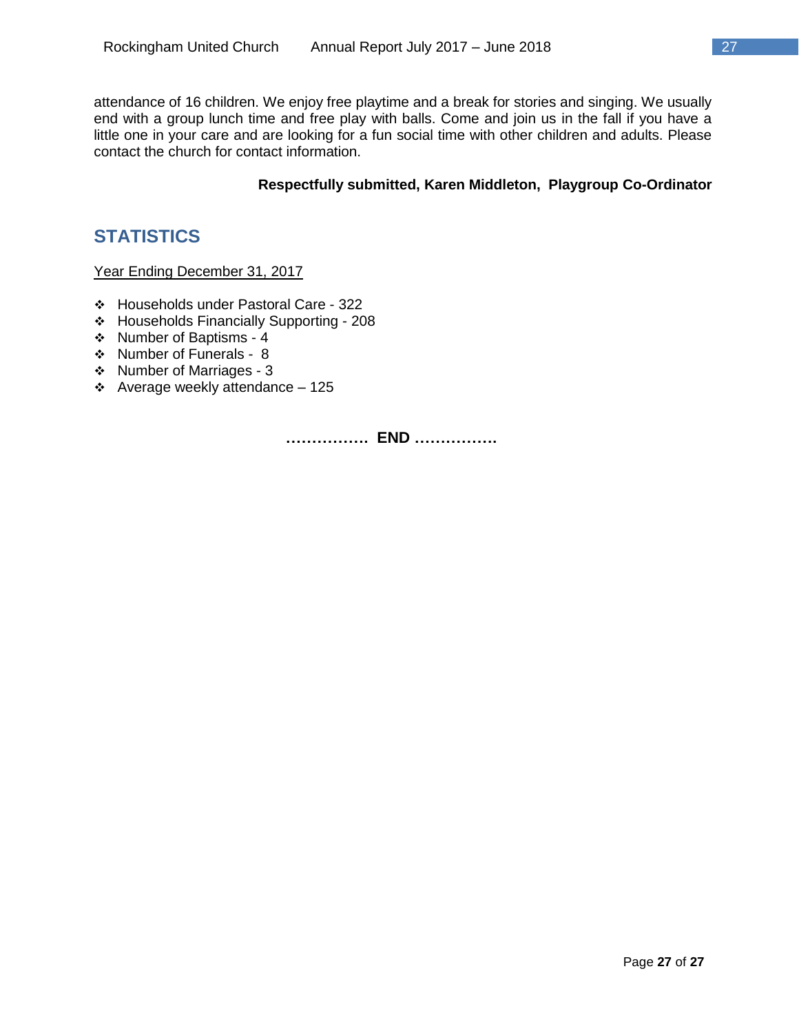attendance of 16 children. We enjoy free playtime and a break for stories and singing. We usually end with a group lunch time and free play with balls. Come and join us in the fall if you have a little one in your care and are looking for a fun social time with other children and adults. Please contact the church for contact information.

**Respectfully submitted, Karen Middleton, Playgroup Co-Ordinator**

## STATISTICS

Year Ending December 31, 2017

- Households under Pastoral Care - 322
- Households Financially Supporting - 208
- Number of Baptisms - 4
- Number of Funerals - 8
- Number of Marriages - 3
- Average weekly attendance – 125

**……………. END …………….**